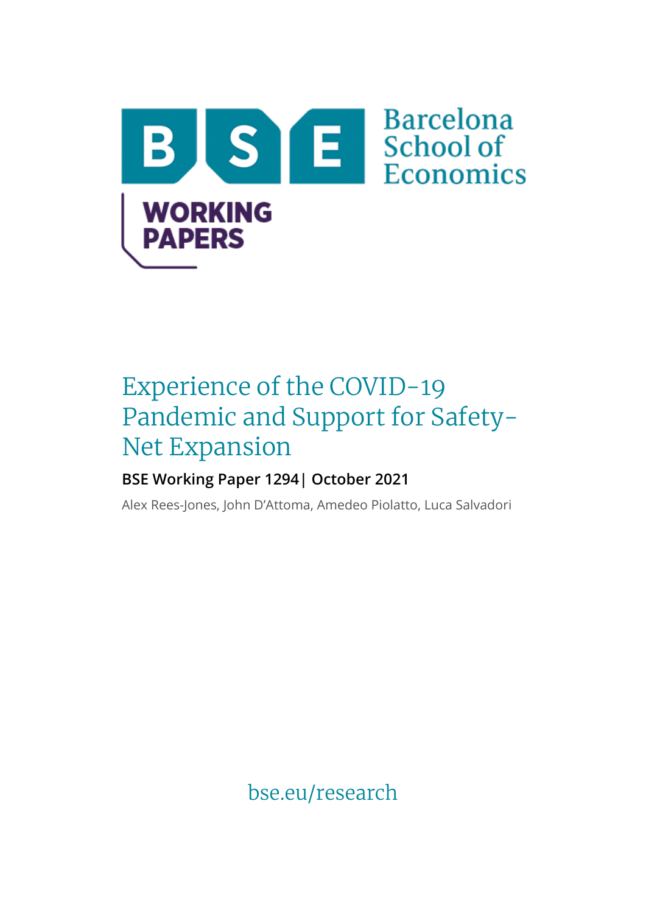Barcelona School of Economics

WORKING PAPERS

# Experience of the COVID-19 Pandemic and Support for Safety-Net Expansion

**BSE Working Paper 1294| October 2021**

Alex Rees-Jones, John D'Attoma, Amedeo Piolatto, Luca Salvadori

bse.eu/research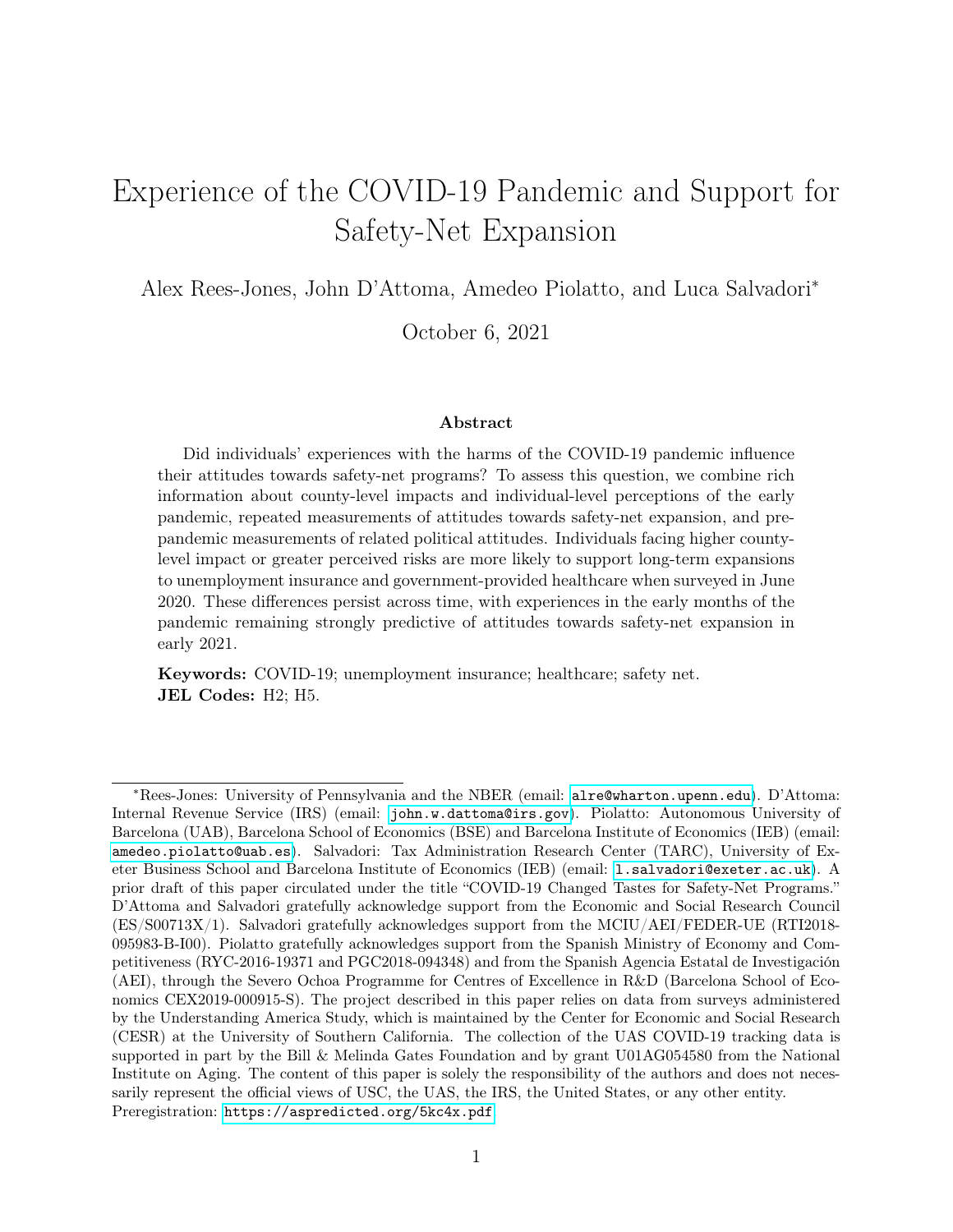# Experience of the COVID-19 Pandemic and Support for Safety-Net Expansion

Alex Rees-Jones, John D'Attoma, Amedeo Piolatto, and Luca Salvadori*

October 6, 2021

### Abstract

Did individuals' experiences with the harms of the COVID-19 pandemic influence their attitudes towards safety-net programs? To assess this question, we combine rich information about county-level impacts and individual-level perceptions of the early pandemic, repeated measurements of attitudes towards safety-net expansion, and pre-pandemic measurements of related political attitudes. Individuals facing higher county-level impact or greater perceived risks are more likely to support long-term expansions to unemployment insurance and government-provided healthcare when surveyed in June 2020. These differences persist across time, with experiences in the early months of the pandemic remaining strongly predictive of attitudes towards safety-net expansion in early 2021.

**Keywords:** COVID-19; unemployment insurance; healthcare; safety net.
**JEL Codes:** H2; H5.

---

*Rees-Jones: University of Pennsylvania and the NBER (email: alre@wharton.upenn.edu). D'Attoma: Internal Revenue Service (IRS) (email: john.w.dattoma@irs.gov). Piolatto: Autonomous University of Barcelona (UAB), Barcelona School of Economics (BSE) and Barcelona Institute of Economics (IEB) (email: amedeo.piolatto@uab.es). Salvadori: Tax Administration Research Center (TARC), University of Exeter Business School and Barcelona Institute of Economics (IEB) (email: l.salvadori@exeter.ac.uk). A prior draft of this paper circulated under the title "COVID-19 Changed Tastes for Safety-Net Programs." D'Attoma and Salvadori gratefully acknowledge support from the Economic and Social Research Council (ES/S00713X/1). Salvadori gratefully acknowledges support from the MCIU/AEI/FEDER-UE (RTI2018-095983-B-I00). Piolatto gratefully acknowledges support from the Spanish Ministry of Economy and Competitiveness (RYC-2016-19371 and PGC2018-094348) and from the Spanish Agencia Estatal de Investigación (AEI), through the Severo Ochoa Programme for Centres of Excellence in R&D (Barcelona School of Economics CEX2019-000915-S). The project described in this paper relies on data from surveys administered by the Understanding America Study, which is maintained by the Center for Economic and Social Research (CESR) at the University of Southern California. The collection of the UAS COVID-19 tracking data is supported in part by the Bill & Melinda Gates Foundation and by grant U01AG054580 from the National Institute on Aging. The content of this paper is solely the responsibility of the authors and does not necessarily represent the official views of USC, the UAS, the IRS, the United States, or any other entity. Preregistration: https://aspredicted.org/5kc4x.pdf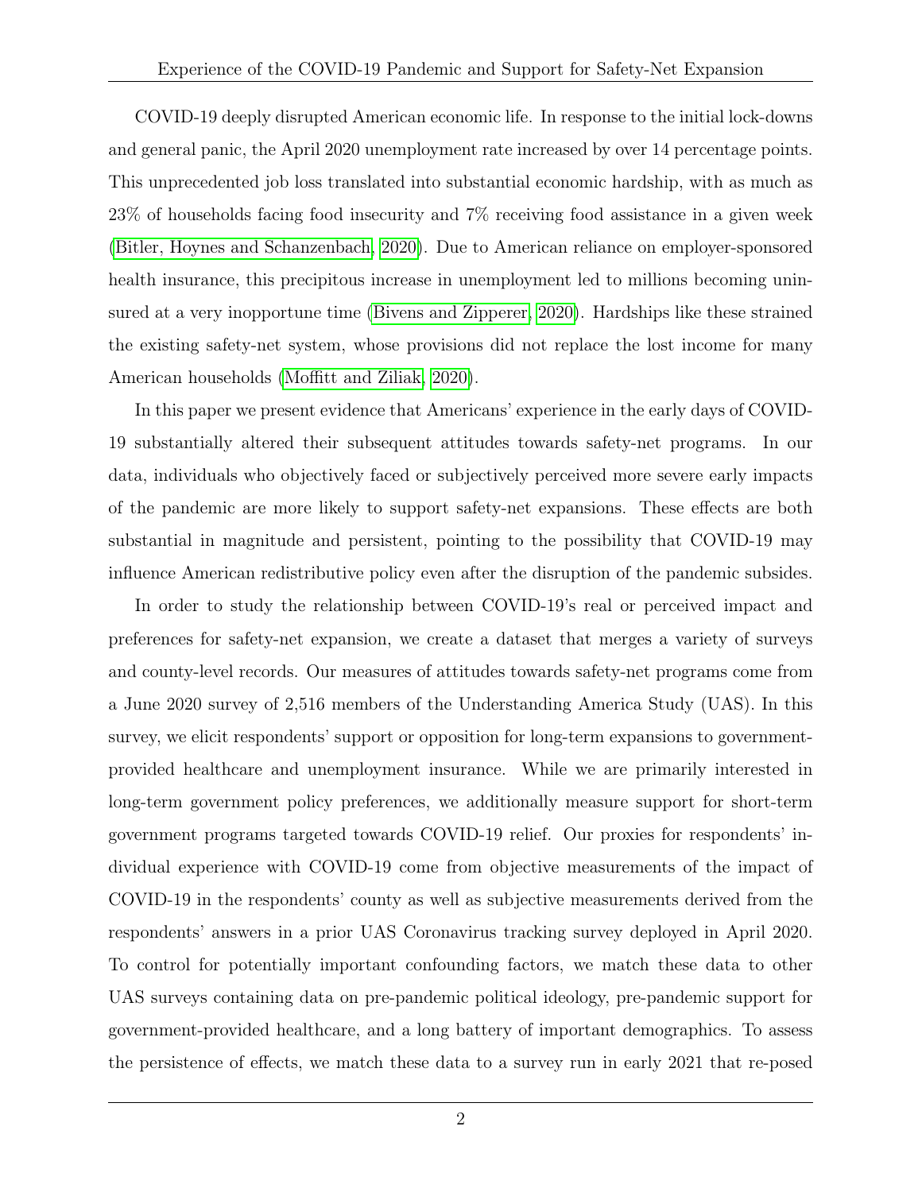COVID-19 deeply disrupted American economic life. In response to the initial lock-downs and general panic, the April 2020 unemployment rate increased by over 14 percentage points. This unprecedented job loss translated into substantial economic hardship, with as much as 23% of households facing food insecurity and 7% receiving food assistance in a given week (Bitler, Hoynes and Schanzenbach, 2020). Due to American reliance on employer-sponsored health insurance, this precipitous increase in unemployment led to millions becoming uninsured at a very inopportune time (Bivens and Zipperer, 2020). Hardships like these strained the existing safety-net system, whose provisions did not replace the lost income for many American households (Moffitt and Ziliak, 2020).

In this paper we present evidence that Americans' experience in the early days of COVID-19 substantially altered their subsequent attitudes towards safety-net programs. In our data, individuals who objectively faced or subjectively perceived more severe early impacts of the pandemic are more likely to support safety-net expansions. These effects are both substantial in magnitude and persistent, pointing to the possibility that COVID-19 may influence American redistributive policy even after the disruption of the pandemic subsides.

In order to study the relationship between COVID-19's real or perceived impact and preferences for safety-net expansion, we create a dataset that merges a variety of surveys and county-level records. Our measures of attitudes towards safety-net programs come from a June 2020 survey of 2,516 members of the Understanding America Study (UAS). In this survey, we elicit respondents' support or opposition for long-term expansions to government-provided healthcare and unemployment insurance. While we are primarily interested in long-term government policy preferences, we additionally measure support for short-term government programs targeted towards COVID-19 relief. Our proxies for respondents' individual experience with COVID-19 come from objective measurements of the impact of COVID-19 in the respondents' county as well as subjective measurements derived from the respondents' answers in a prior UAS Coronavirus tracking survey deployed in April 2020. To control for potentially important confounding factors, we match these data to other UAS surveys containing data on pre-pandemic political ideology, pre-pandemic support for government-provided healthcare, and a long battery of important demographics. To assess the persistence of effects, we match these data to a survey run in early 2021 that re-posed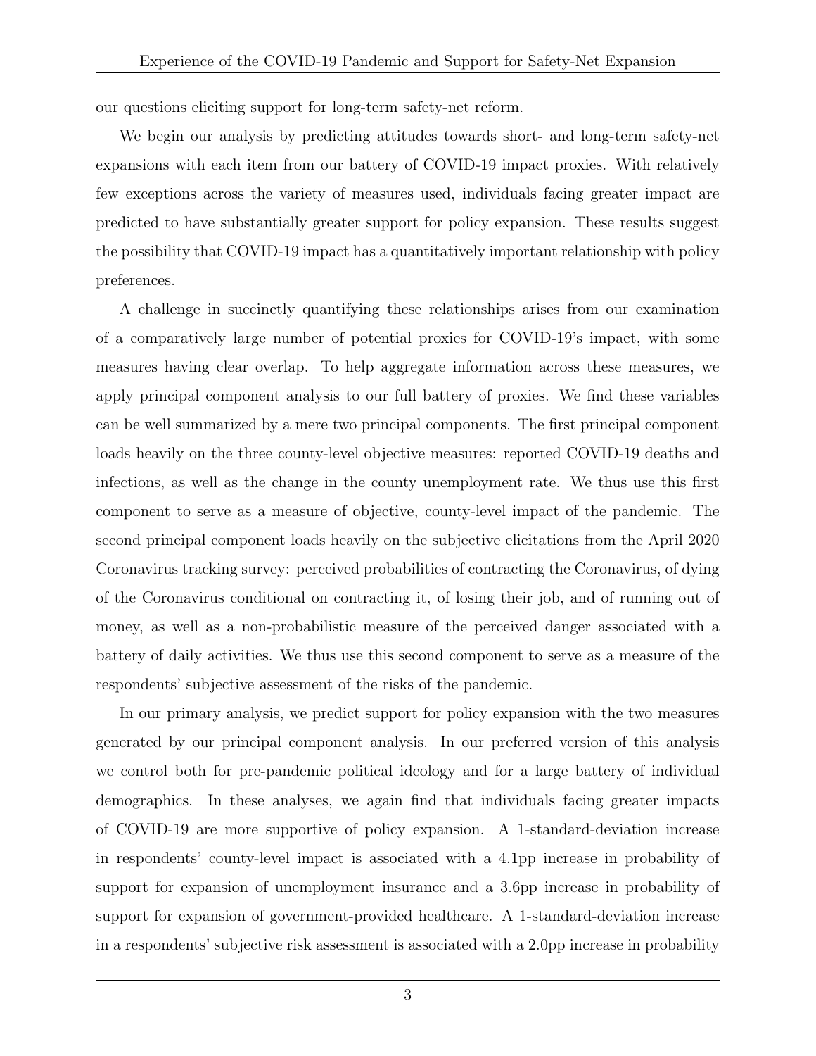our questions eliciting support for long-term safety-net reform.

We begin our analysis by predicting attitudes towards short- and long-term safety-net expansions with each item from our battery of COVID-19 impact proxies. With relatively few exceptions across the variety of measures used, individuals facing greater impact are predicted to have substantially greater support for policy expansion. These results suggest the possibility that COVID-19 impact has a quantitatively important relationship with policy preferences.

A challenge in succinctly quantifying these relationships arises from our examination of a comparatively large number of potential proxies for COVID-19's impact, with some measures having clear overlap. To help aggregate information across these measures, we apply principal component analysis to our full battery of proxies. We find these variables can be well summarized by a mere two principal components. The first principal component loads heavily on the three county-level objective measures: reported COVID-19 deaths and infections, as well as the change in the county unemployment rate. We thus use this first component to serve as a measure of objective, county-level impact of the pandemic. The second principal component loads heavily on the subjective elicitations from the April 2020 Coronavirus tracking survey: perceived probabilities of contracting the Coronavirus, of dying of the Coronavirus conditional on contracting it, of losing their job, and of running out of money, as well as a non-probabilistic measure of the perceived danger associated with a battery of daily activities. We thus use this second component to serve as a measure of the respondents' subjective assessment of the risks of the pandemic.

In our primary analysis, we predict support for policy expansion with the two measures generated by our principal component analysis. In our preferred version of this analysis we control both for pre-pandemic political ideology and for a large battery of individual demographics. In these analyses, we again find that individuals facing greater impacts of COVID-19 are more supportive of policy expansion. A 1-standard-deviation increase in respondents' county-level impact is associated with a 4.1pp increase in probability of support for expansion of unemployment insurance and a 3.6pp increase in probability of support for expansion of government-provided healthcare. A 1-standard-deviation increase in a respondents' subjective risk assessment is associated with a 2.0pp increase in probability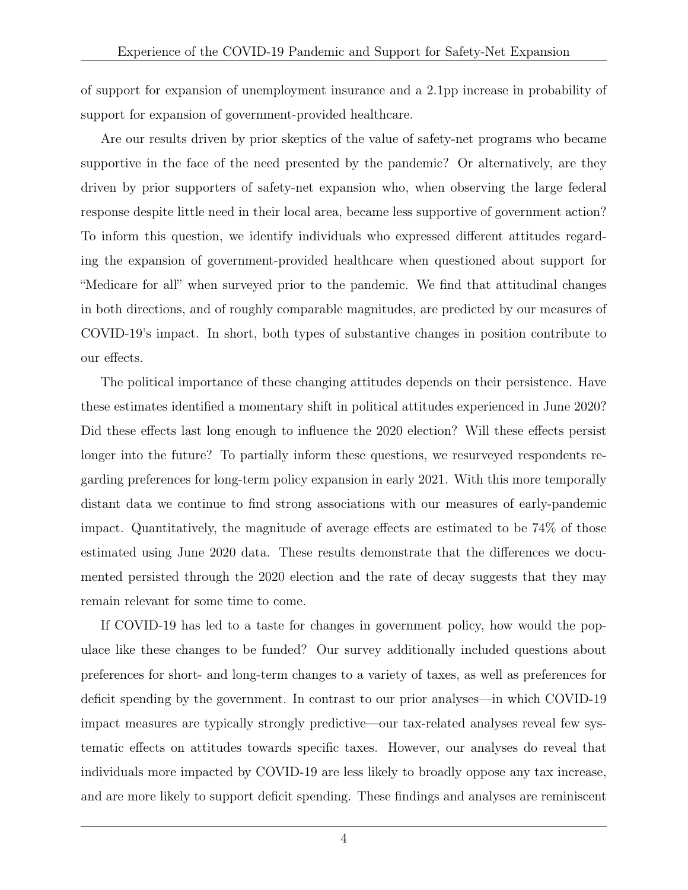of support for expansion of unemployment insurance and a 2.1pp increase in probability of support for expansion of government-provided healthcare.

Are our results driven by prior skeptics of the value of safety-net programs who became supportive in the face of the need presented by the pandemic? Or alternatively, are they driven by prior supporters of safety-net expansion who, when observing the large federal response despite little need in their local area, became less supportive of government action? To inform this question, we identify individuals who expressed different attitudes regarding the expansion of government-provided healthcare when questioned about support for "Medicare for all" when surveyed prior to the pandemic. We find that attitudinal changes in both directions, and of roughly comparable magnitudes, are predicted by our measures of COVID-19's impact. In short, both types of substantive changes in position contribute to our effects.

The political importance of these changing attitudes depends on their persistence. Have these estimates identified a momentary shift in political attitudes experienced in June 2020? Did these effects last long enough to influence the 2020 election? Will these effects persist longer into the future? To partially inform these questions, we resurveyed respondents regarding preferences for long-term policy expansion in early 2021. With this more temporally distant data we continue to find strong associations with our measures of early-pandemic impact. Quantitatively, the magnitude of average effects are estimated to be 74% of those estimated using June 2020 data. These results demonstrate that the differences we documented persisted through the 2020 election and the rate of decay suggests that they may remain relevant for some time to come.

If COVID-19 has led to a taste for changes in government policy, how would the populace like these changes to be funded? Our survey additionally included questions about preferences for short- and long-term changes to a variety of taxes, as well as preferences for deficit spending by the government. In contrast to our prior analyses—in which COVID-19 impact measures are typically strongly predictive—our tax-related analyses reveal few systematic effects on attitudes towards specific taxes. However, our analyses do reveal that individuals more impacted by COVID-19 are less likely to broadly oppose any tax increase, and are more likely to support deficit spending. These findings and analyses are reminiscent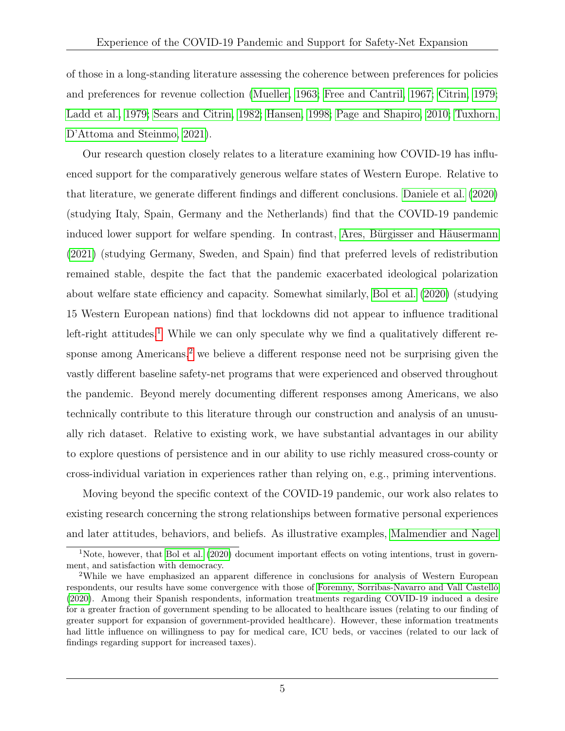of those in a long-standing literature assessing the coherence between preferences for policies and preferences for revenue collection (Mueller, 1963; Free and Cantril, 1967; Citrin, 1979; Ladd et al., 1979; Sears and Citrin, 1982; Hansen, 1998; Page and Shapiro, 2010; Tuxhorn, D'Attoma and Steinmo, 2021).

Our research question closely relates to a literature examining how COVID-19 has influenced support for the comparatively generous welfare states of Western Europe. Relative to that literature, we generate different findings and different conclusions. Daniele et al. (2020) (studying Italy, Spain, Germany and the Netherlands) find that the COVID-19 pandemic induced lower support for welfare spending. In contrast, Ares, Bürgisser and Häusermann (2021) (studying Germany, Sweden, and Spain) find that preferred levels of redistribution remained stable, despite the fact that the pandemic exacerbated ideological polarization about welfare state efficiency and capacity. Somewhat similarly, Bol et al. (2020) (studying 15 Western European nations) find that lockdowns did not appear to influence traditional left-right attitudes.[1] While we can only speculate why we find a qualitatively different response among Americans,[2] we believe a different response need not be surprising given the vastly different baseline safety-net programs that were experienced and observed throughout the pandemic. Beyond merely documenting different responses among Americans, we also technically contribute to this literature through our construction and analysis of an unusually rich dataset. Relative to existing work, we have substantial advantages in our ability to explore questions of persistence and in our ability to use richly measured cross-county or cross-individual variation in experiences rather than relying on, e.g., priming interventions.

Moving beyond the specific context of the COVID-19 pandemic, our work also relates to existing research concerning the strong relationships between formative personal experiences and later attitudes, behaviors, and beliefs. As illustrative examples, Malmendier and Nagel

[1] Note, however, that Bol et al. (2020) document important effects on voting intentions, trust in government, and satisfaction with democracy.

[2] While we have emphasized an apparent difference in conclusions for analysis of Western European respondents, our results have some convergence with those of Foremny, Sorribas-Navarro and Vall Castelló (2020). Among their Spanish respondents, information treatments regarding COVID-19 induced a desire for a greater fraction of government spending to be allocated to healthcare issues (relating to our finding of greater support for expansion of government-provided healthcare). However, these information treatments had little influence on willingness to pay for medical care, ICU beds, or vaccines (related to our lack of findings regarding support for increased taxes).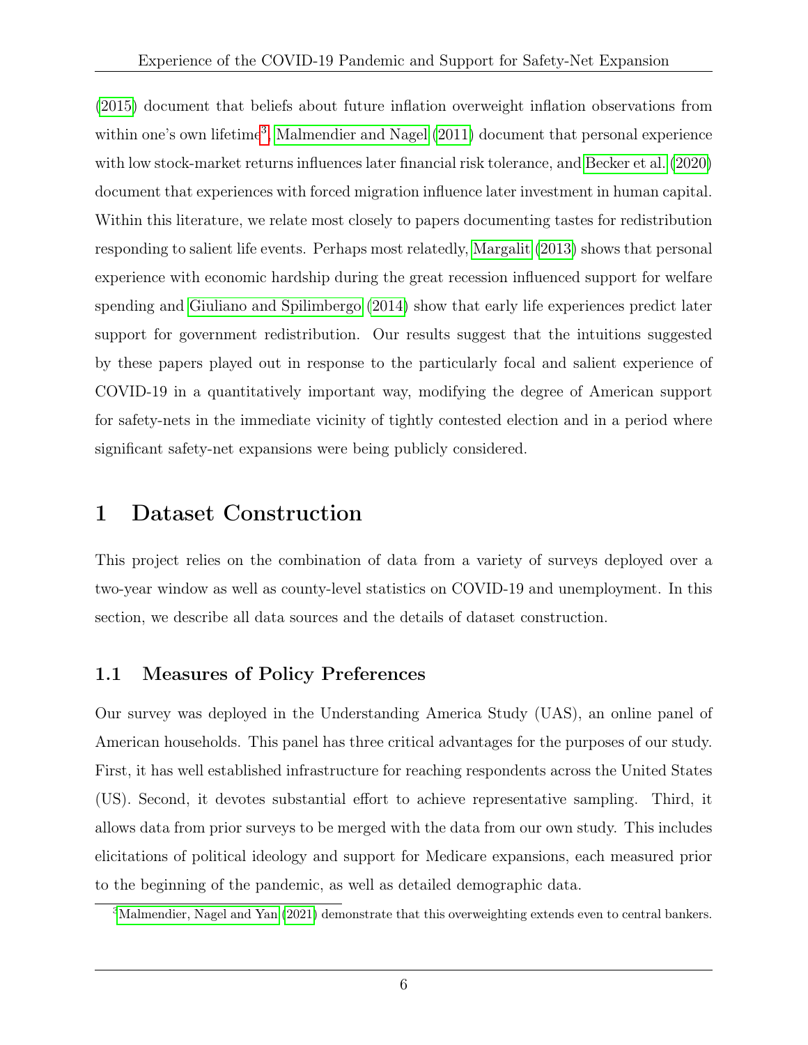(2015) document that beliefs about future inflation overweight inflation observations from within one's own lifetime[3], Malmendier and Nagel (2011) document that personal experience with low stock-market returns influences later financial risk tolerance, and Becker et al. (2020) document that experiences with forced migration influence later investment in human capital. Within this literature, we relate most closely to papers documenting tastes for redistribution responding to salient life events. Perhaps most relatedly, Margalit (2013) shows that personal experience with economic hardship during the great recession influenced support for welfare spending and Giuliano and Spilimbergo (2014) show that early life experiences predict later support for government redistribution. Our results suggest that the intuitions suggested by these papers played out in response to the particularly focal and salient experience of COVID-19 in a quantitatively important way, modifying the degree of American support for safety-nets in the immediate vicinity of tightly contested election and in a period where significant safety-net expansions were being publicly considered.

# 1 Dataset Construction

This project relies on the combination of data from a variety of surveys deployed over a two-year window as well as county-level statistics on COVID-19 and unemployment. In this section, we describe all data sources and the details of dataset construction.

## 1.1 Measures of Policy Preferences

Our survey was deployed in the Understanding America Study (UAS), an online panel of American households. This panel has three critical advantages for the purposes of our study. First, it has well established infrastructure for reaching respondents across the United States (US). Second, it devotes substantial effort to achieve representative sampling. Third, it allows data from prior surveys to be merged with the data from our own study. This includes elicitations of political ideology and support for Medicare expansions, each measured prior to the beginning of the pandemic, as well as detailed demographic data.

[3] Malmendier, Nagel and Yan (2021) demonstrate that this overweighting extends even to central bankers.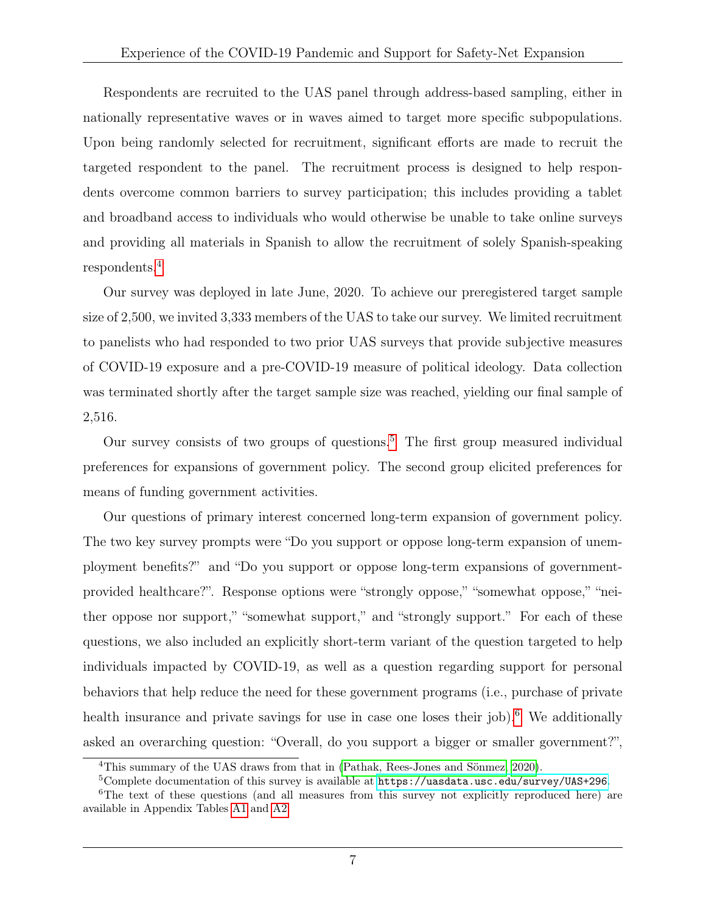Respondents are recruited to the UAS panel through address-based sampling, either in nationally representative waves or in waves aimed to target more specific subpopulations. Upon being randomly selected for recruitment, significant efforts are made to recruit the targeted respondent to the panel. The recruitment process is designed to help respondents overcome common barriers to survey participation; this includes providing a tablet and broadband access to individuals who would otherwise be unable to take online surveys and providing all materials in Spanish to allow the recruitment of solely Spanish-speaking respondents.[4]

Our survey was deployed in late June, 2020. To achieve our preregistered target sample size of 2,500, we invited 3,333 members of the UAS to take our survey. We limited recruitment to panelists who had responded to two prior UAS surveys that provide subjective measures of COVID-19 exposure and a pre-COVID-19 measure of political ideology. Data collection was terminated shortly after the target sample size was reached, yielding our final sample of 2,516.

Our survey consists of two groups of questions.[5] The first group measured individual preferences for expansions of government policy. The second group elicited preferences for means of funding government activities.

Our questions of primary interest concerned long-term expansion of government policy. The two key survey prompts were "Do you support or oppose long-term expansion of unemployment benefits?" and "Do you support or oppose long-term expansions of government-provided healthcare?". Response options were "strongly oppose," "somewhat oppose," "neither oppose nor support," "somewhat support," and "strongly support." For each of these questions, we also included an explicitly short-term variant of the question targeted to help individuals impacted by COVID-19, as well as a question regarding support for personal behaviors that help reduce the need for these government programs (i.e., purchase of private health insurance and private savings for use in case one loses their job).[6] We additionally asked an overarching question: "Overall, do you support a bigger or smaller government?",

[4] This summary of the UAS draws from that in (Pathak, Rees-Jones and Sönmez, 2020).

[5] Complete documentation of this survey is available at `https://uasdata.usc.edu/survey/UAS+296`.

[6] The text of these questions (and all measures from this survey not explicitly reproduced here) are available in Appendix Tables A1 and A2.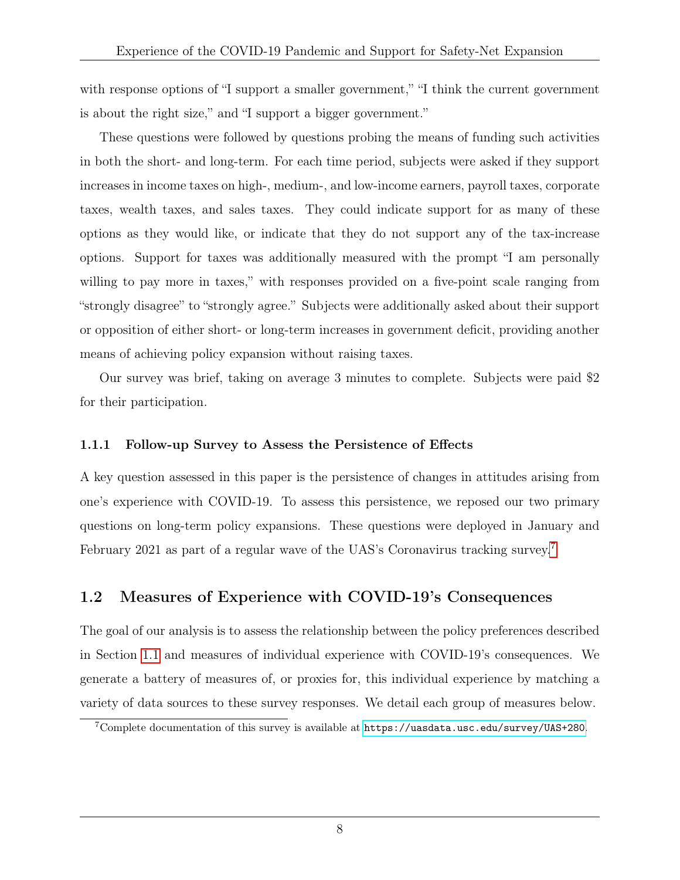with response options of "I support a smaller government," "I think the current government is about the right size," and "I support a bigger government."

These questions were followed by questions probing the means of funding such activities in both the short- and long-term. For each time period, subjects were asked if they support increases in income taxes on high-, medium-, and low-income earners, payroll taxes, corporate taxes, wealth taxes, and sales taxes. They could indicate support for as many of these options as they would like, or indicate that they do not support any of the tax-increase options. Support for taxes was additionally measured with the prompt "I am personally willing to pay more in taxes," with responses provided on a five-point scale ranging from "strongly disagree" to "strongly agree." Subjects were additionally asked about their support or opposition of either short- or long-term increases in government deficit, providing another means of achieving policy expansion without raising taxes.

Our survey was brief, taking on average 3 minutes to complete. Subjects were paid $2 for their participation.

#### 1.1.1 Follow-up Survey to Assess the Persistence of Effects

A key question assessed in this paper is the persistence of changes in attitudes arising from one's experience with COVID-19. To assess this persistence, we reposed our two primary questions on long-term policy expansions. These questions were deployed in January and February 2021 as part of a regular wave of the UAS's Coronavirus tracking survey.[7]

### 1.2 Measures of Experience with COVID-19's Consequences

The goal of our analysis is to assess the relationship between the policy preferences described in Section 1.1 and measures of individual experience with COVID-19's consequences. We generate a battery of measures of, or proxies for, this individual experience by matching a variety of data sources to these survey responses. We detail each group of measures below.

[7] Complete documentation of this survey is available at https://uasdata.usc.edu/survey/UAS+280.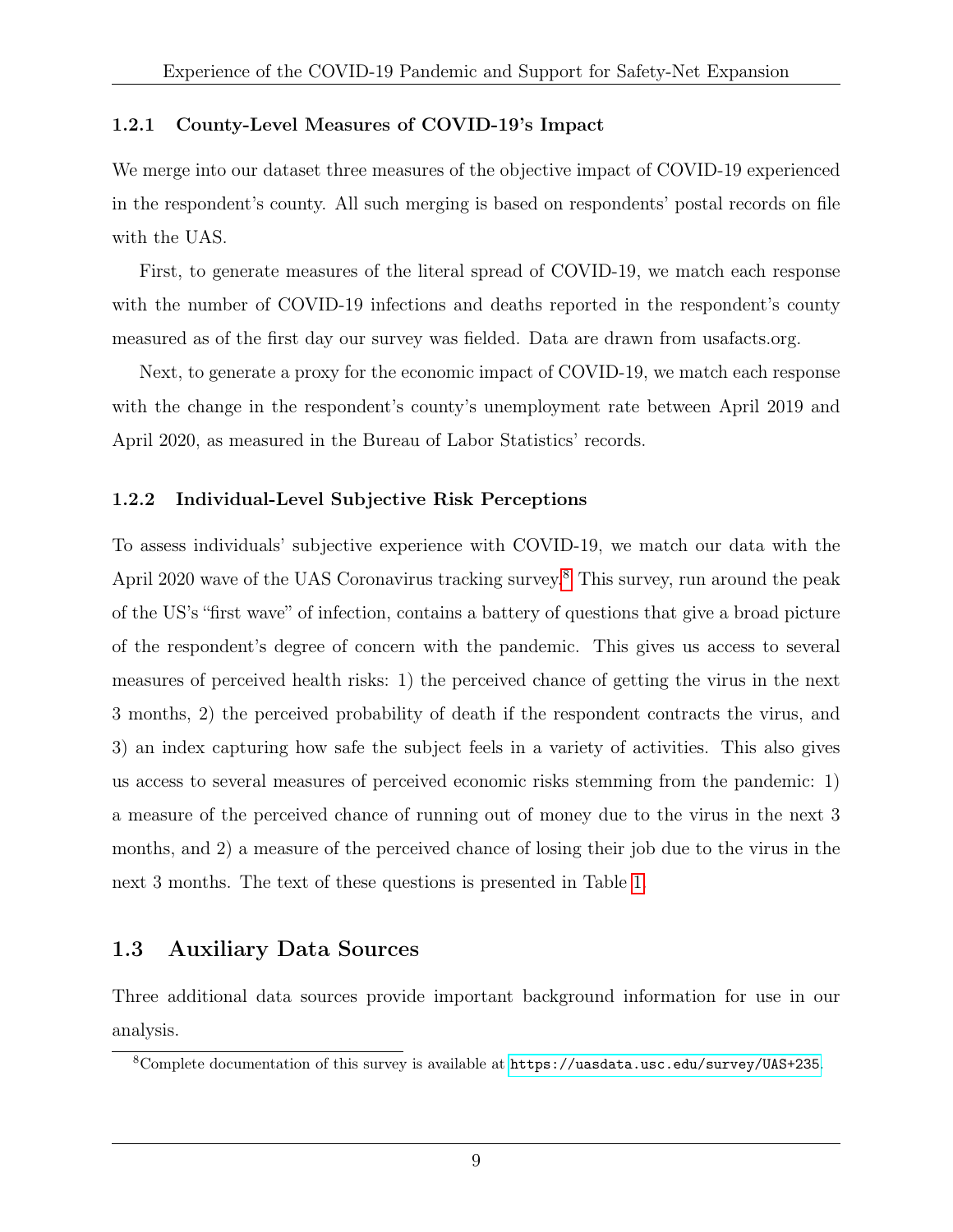### 1.2.1 County-Level Measures of COVID-19's Impact

We merge into our dataset three measures of the objective impact of COVID-19 experienced in the respondent's county. All such merging is based on respondents' postal records on file with the UAS.

First, to generate measures of the literal spread of COVID-19, we match each response with the number of COVID-19 infections and deaths reported in the respondent's county measured as of the first day our survey was fielded. Data are drawn from usafacts.org.

Next, to generate a proxy for the economic impact of COVID-19, we match each response with the change in the respondent's county's unemployment rate between April 2019 and April 2020, as measured in the Bureau of Labor Statistics' records.

### 1.2.2 Individual-Level Subjective Risk Perceptions

To assess individuals' subjective experience with COVID-19, we match our data with the April 2020 wave of the UAS Coronavirus tracking survey.[8] This survey, run around the peak of the US's "first wave" of infection, contains a battery of questions that give a broad picture of the respondent's degree of concern with the pandemic. This gives us access to several measures of perceived health risks: 1) the perceived chance of getting the virus in the next 3 months, 2) the perceived probability of death if the respondent contracts the virus, and 3) an index capturing how safe the subject feels in a variety of activities. This also gives us access to several measures of perceived economic risks stemming from the pandemic: 1) a measure of the perceived chance of running out of money due to the virus in the next 3 months, and 2) a measure of the perceived chance of losing their job due to the virus in the next 3 months. The text of these questions is presented in Table 1.

## 1.3 Auxiliary Data Sources

Three additional data sources provide important background information for use in our analysis.

[8] Complete documentation of this survey is available at https://uasdata.usc.edu/survey/UAS+235.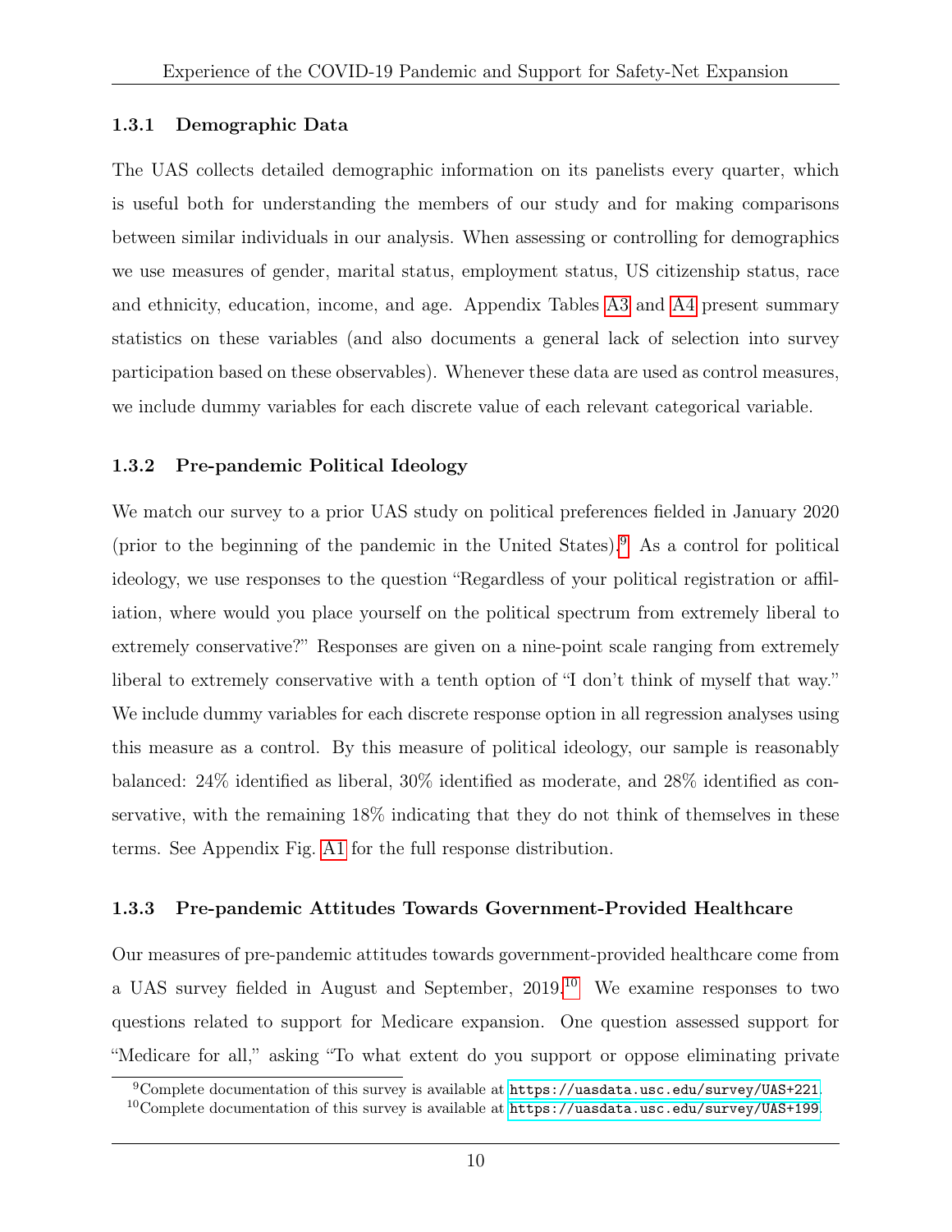### 1.3.1 Demographic Data

The UAS collects detailed demographic information on its panelists every quarter, which is useful both for understanding the members of our study and for making comparisons between similar individuals in our analysis. When assessing or controlling for demographics we use measures of gender, marital status, employment status, US citizenship status, race and ethnicity, education, income, and age. Appendix Tables A3 and A4 present summary statistics on these variables (and also documents a general lack of selection into survey participation based on these observables). Whenever these data are used as control measures, we include dummy variables for each discrete value of each relevant categorical variable.

### 1.3.2 Pre-pandemic Political Ideology

We match our survey to a prior UAS study on political preferences fielded in January 2020 (prior to the beginning of the pandemic in the United States).[9] As a control for political ideology, we use responses to the question "Regardless of your political registration or affiliation, where would you place yourself on the political spectrum from extremely liberal to extremely conservative?" Responses are given on a nine-point scale ranging from extremely liberal to extremely conservative with a tenth option of "I don't think of myself that way." We include dummy variables for each discrete response option in all regression analyses using this measure as a control. By this measure of political ideology, our sample is reasonably balanced: 24% identified as liberal, 30% identified as moderate, and 28% identified as conservative, with the remaining 18% indicating that they do not think of themselves in these terms. See Appendix Fig. A1 for the full response distribution.

### 1.3.3 Pre-pandemic Attitudes Towards Government-Provided Healthcare

Our measures of pre-pandemic attitudes towards government-provided healthcare come from a UAS survey fielded in August and September, 2019.[10] We examine responses to two questions related to support for Medicare expansion. One question assessed support for "Medicare for all," asking "To what extent do you support or oppose eliminating private

[9] Complete documentation of this survey is available at https://uasdata.usc.edu/survey/UAS+221.

[10] Complete documentation of this survey is available at https://uasdata.usc.edu/survey/UAS+199.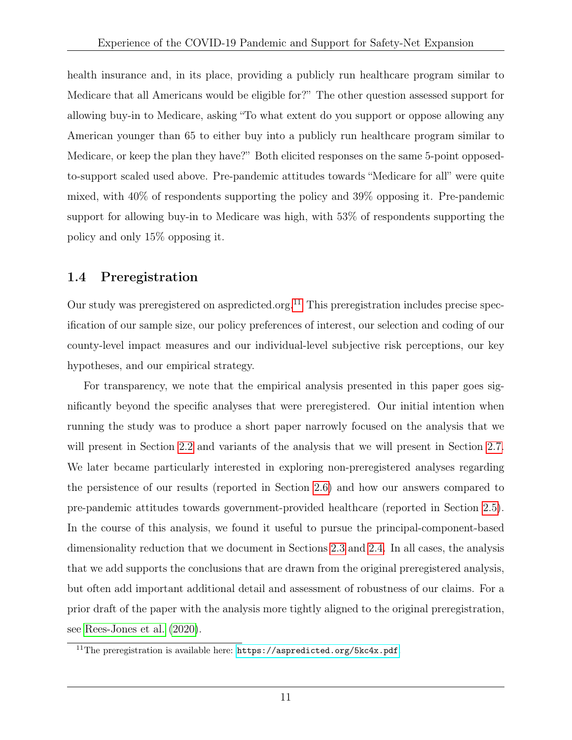health insurance and, in its place, providing a publicly run healthcare program similar to Medicare that all Americans would be eligible for?" The other question assessed support for allowing buy-in to Medicare, asking "To what extent do you support or oppose allowing any American younger than 65 to either buy into a publicly run healthcare program similar to Medicare, or keep the plan they have?" Both elicited responses on the same 5-point opposed-to-support scaled used above. Pre-pandemic attitudes towards "Medicare for all" were quite mixed, with 40% of respondents supporting the policy and 39% opposing it. Pre-pandemic support for allowing buy-in to Medicare was high, with 53% of respondents supporting the policy and only 15% opposing it.

### 1.4 Preregistration

Our study was preregistered on aspredicted.org.[11] This preregistration includes precise specification of our sample size, our policy preferences of interest, our selection and coding of our county-level impact measures and our individual-level subjective risk perceptions, our key hypotheses, and our empirical strategy.

For transparency, we note that the empirical analysis presented in this paper goes significantly beyond the specific analyses that were preregistered. Our initial intention when running the study was to produce a short paper narrowly focused on the analysis that we will present in Section 2.2 and variants of the analysis that we will present in Section 2.7. We later became particularly interested in exploring non-preregistered analyses regarding the persistence of our results (reported in Section 2.6) and how our answers compared to pre-pandemic attitudes towards government-provided healthcare (reported in Section 2.5). In the course of this analysis, we found it useful to pursue the principal-component-based dimensionality reduction that we document in Sections 2.3 and 2.4. In all cases, the analysis that we add supports the conclusions that are drawn from the original preregistered analysis, but often add important additional detail and assessment of robustness of our claims. For a prior draft of the paper with the analysis more tightly aligned to the original preregistration, see Rees-Jones et al. (2020).

[11] The preregistration is available here: `https://aspredicted.org/5kc4x.pdf`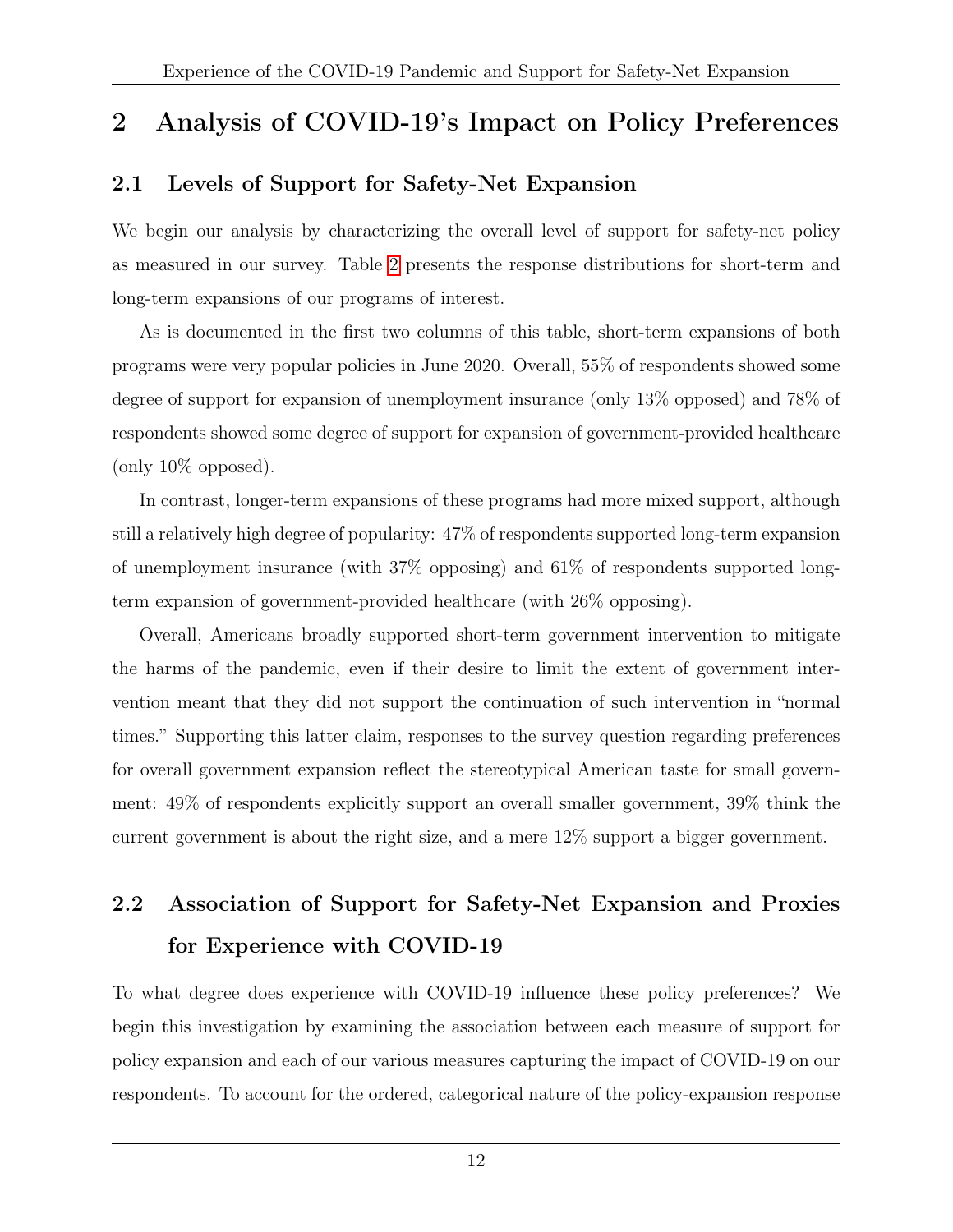# 2 Analysis of COVID-19's Impact on Policy Preferences

## 2.1 Levels of Support for Safety-Net Expansion

We begin our analysis by characterizing the overall level of support for safety-net policy as measured in our survey. Table 2 presents the response distributions for short-term and long-term expansions of our programs of interest.

As is documented in the first two columns of this table, short-term expansions of both programs were very popular policies in June 2020. Overall, 55% of respondents showed some degree of support for expansion of unemployment insurance (only 13% opposed) and 78% of respondents showed some degree of support for expansion of government-provided healthcare (only 10% opposed).

In contrast, longer-term expansions of these programs had more mixed support, although still a relatively high degree of popularity: 47% of respondents supported long-term expansion of unemployment insurance (with 37% opposing) and 61% of respondents supported long-term expansion of government-provided healthcare (with 26% opposing).

Overall, Americans broadly supported short-term government intervention to mitigate the harms of the pandemic, even if their desire to limit the extent of government intervention meant that they did not support the continuation of such intervention in "normal times." Supporting this latter claim, responses to the survey question regarding preferences for overall government expansion reflect the stereotypical American taste for small government: 49% of respondents explicitly support an overall smaller government, 39% think the current government is about the right size, and a mere 12% support a bigger government.

## 2.2 Association of Support for Safety-Net Expansion and Proxies for Experience with COVID-19

To what degree does experience with COVID-19 influence these policy preferences? We begin this investigation by examining the association between each measure of support for policy expansion and each of our various measures capturing the impact of COVID-19 on our respondents. To account for the ordered, categorical nature of the policy-expansion response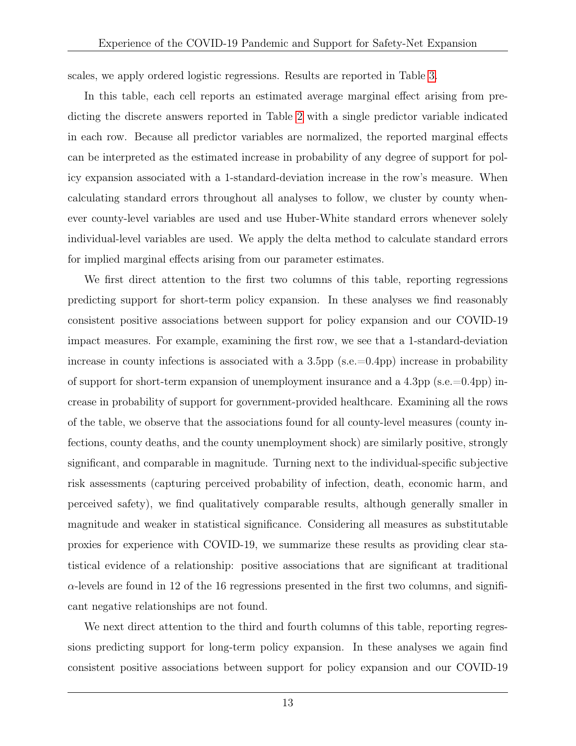scales, we apply ordered logistic regressions. Results are reported in Table 3.

In this table, each cell reports an estimated average marginal effect arising from predicting the discrete answers reported in Table 2 with a single predictor variable indicated in each row. Because all predictor variables are normalized, the reported marginal effects can be interpreted as the estimated increase in probability of any degree of support for policy expansion associated with a 1-standard-deviation increase in the row's measure. When calculating standard errors throughout all analyses to follow, we cluster by county whenever county-level variables are used and use Huber-White standard errors whenever solely individual-level variables are used. We apply the delta method to calculate standard errors for implied marginal effects arising from our parameter estimates.

We first direct attention to the first two columns of this table, reporting regressions predicting support for short-term policy expansion. In these analyses we find reasonably consistent positive associations between support for policy expansion and our COVID-19 impact measures. For example, examining the first row, we see that a 1-standard-deviation increase in county infections is associated with a 3.5pp (s.e.=0.4pp) increase in probability of support for short-term expansion of unemployment insurance and a 4.3pp (s.e.=0.4pp) increase in probability of support for government-provided healthcare. Examining all the rows of the table, we observe that the associations found for all county-level measures (county infections, county deaths, and the county unemployment shock) are similarly positive, strongly significant, and comparable in magnitude. Turning next to the individual-specific subjective risk assessments (capturing perceived probability of infection, death, economic harm, and perceived safety), we find qualitatively comparable results, although generally smaller in magnitude and weaker in statistical significance. Considering all measures as substitutable proxies for experience with COVID-19, we summarize these results as providing clear statistical evidence of a relationship: positive associations that are significant at traditional $\alpha$-levels are found in 12 of the 16 regressions presented in the first two columns, and significant negative relationships are not found.

We next direct attention to the third and fourth columns of this table, reporting regressions predicting support for long-term policy expansion. In these analyses we again find consistent positive associations between support for policy expansion and our COVID-19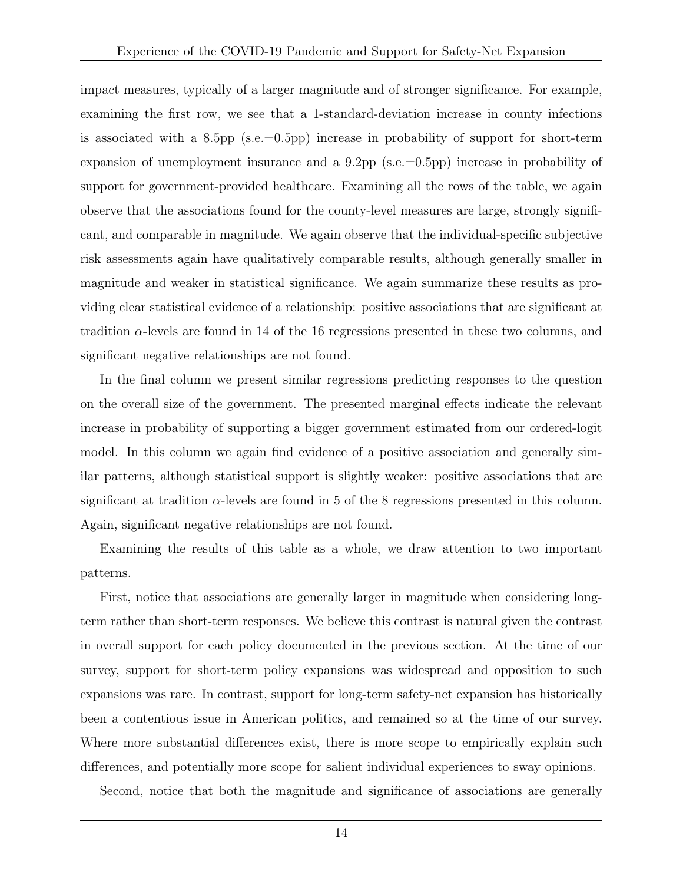impact measures, typically of a larger magnitude and of stronger significance. For example, examining the first row, we see that a 1-standard-deviation increase in county infections is associated with a 8.5pp (s.e.=0.5pp) increase in probability of support for short-term expansion of unemployment insurance and a 9.2pp (s.e.=0.5pp) increase in probability of support for government-provided healthcare. Examining all the rows of the table, we again observe that the associations found for the county-level measures are large, strongly significant, and comparable in magnitude. We again observe that the individual-specific subjective risk assessments again have qualitatively comparable results, although generally smaller in magnitude and weaker in statistical significance. We again summarize these results as providing clear statistical evidence of a relationship: positive associations that are significant at tradition $\alpha$-levels are found in 14 of the 16 regressions presented in these two columns, and significant negative relationships are not found.

In the final column we present similar regressions predicting responses to the question on the overall size of the government. The presented marginal effects indicate the relevant increase in probability of supporting a bigger government estimated from our ordered-logit model. In this column we again find evidence of a positive association and generally similar patterns, although statistical support is slightly weaker: positive associations that are significant at tradition $\alpha$-levels are found in 5 of the 8 regressions presented in this column. Again, significant negative relationships are not found.

Examining the results of this table as a whole, we draw attention to two important patterns.

First, notice that associations are generally larger in magnitude when considering long-term rather than short-term responses. We believe this contrast is natural given the contrast in overall support for each policy documented in the previous section. At the time of our survey, support for short-term policy expansions was widespread and opposition to such expansions was rare. In contrast, support for long-term safety-net expansion has historically been a contentious issue in American politics, and remained so at the time of our survey. Where more substantial differences exist, there is more scope to empirically explain such differences, and potentially more scope for salient individual experiences to sway opinions.

Second, notice that both the magnitude and significance of associations are generally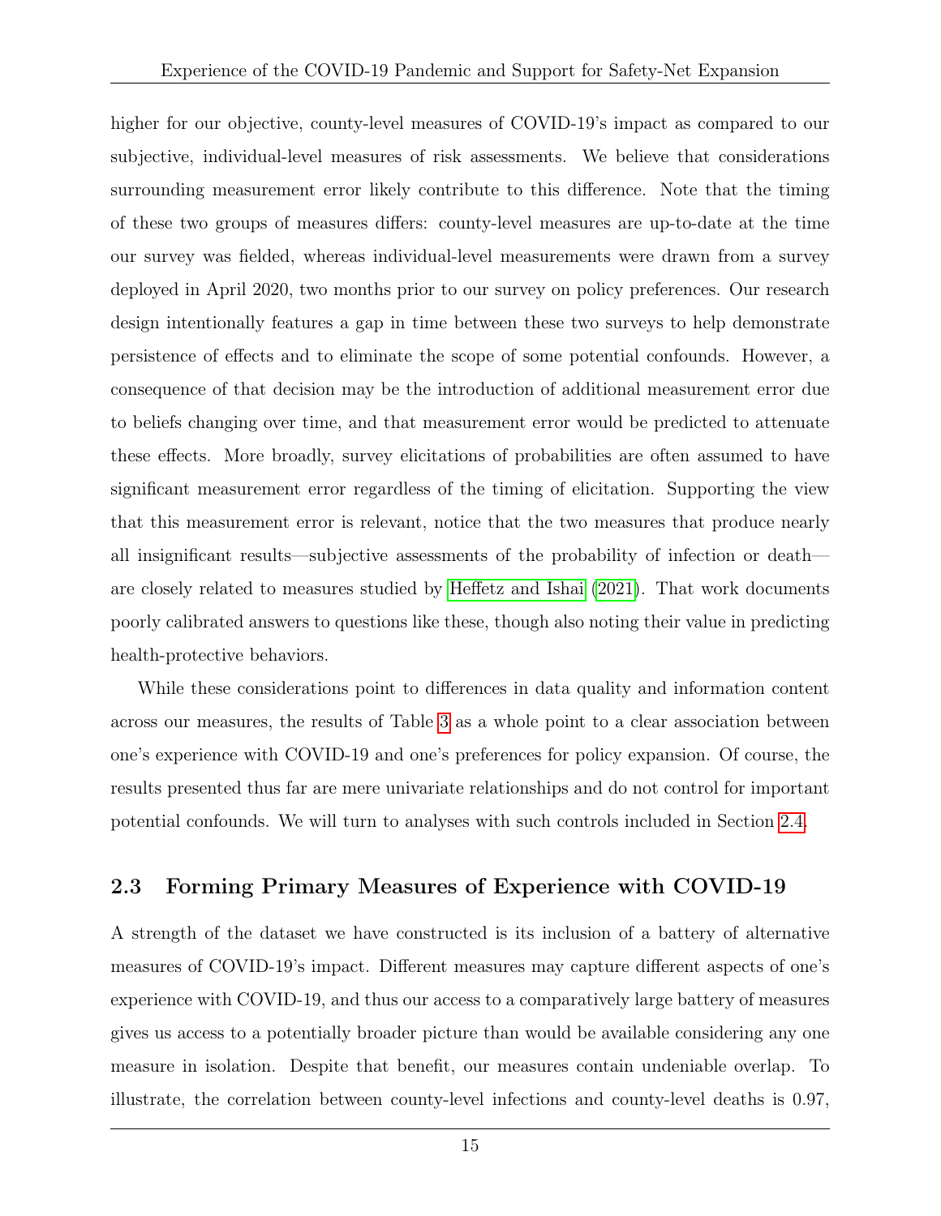higher for our objective, county-level measures of COVID-19's impact as compared to our subjective, individual-level measures of risk assessments. We believe that considerations surrounding measurement error likely contribute to this difference. Note that the timing of these two groups of measures differs: county-level measures are up-to-date at the time our survey was fielded, whereas individual-level measurements were drawn from a survey deployed in April 2020, two months prior to our survey on policy preferences. Our research design intentionally features a gap in time between these two surveys to help demonstrate persistence of effects and to eliminate the scope of some potential confounds. However, a consequence of that decision may be the introduction of additional measurement error due to beliefs changing over time, and that measurement error would be predicted to attenuate these effects. More broadly, survey elicitations of probabilities are often assumed to have significant measurement error regardless of the timing of elicitation. Supporting the view that this measurement error is relevant, notice that the two measures that produce nearly all insignificant results—subjective assessments of the probability of infection or death—are closely related to measures studied by Heffetz and Ishai (2021). That work documents poorly calibrated answers to questions like these, though also noting their value in predicting health-protective behaviors.

While these considerations point to differences in data quality and information content across our measures, the results of Table 3 as a whole point to a clear association between one's experience with COVID-19 and one's preferences for policy expansion. Of course, the results presented thus far are mere univariate relationships and do not control for important potential confounds. We will turn to analyses with such controls included in Section 2.4.

## 2.3 Forming Primary Measures of Experience with COVID-19

A strength of the dataset we have constructed is its inclusion of a battery of alternative measures of COVID-19's impact. Different measures may capture different aspects of one's experience with COVID-19, and thus our access to a comparatively large battery of measures gives us access to a potentially broader picture than would be available considering any one measure in isolation. Despite that benefit, our measures contain undeniable overlap. To illustrate, the correlation between county-level infections and county-level deaths is 0.97,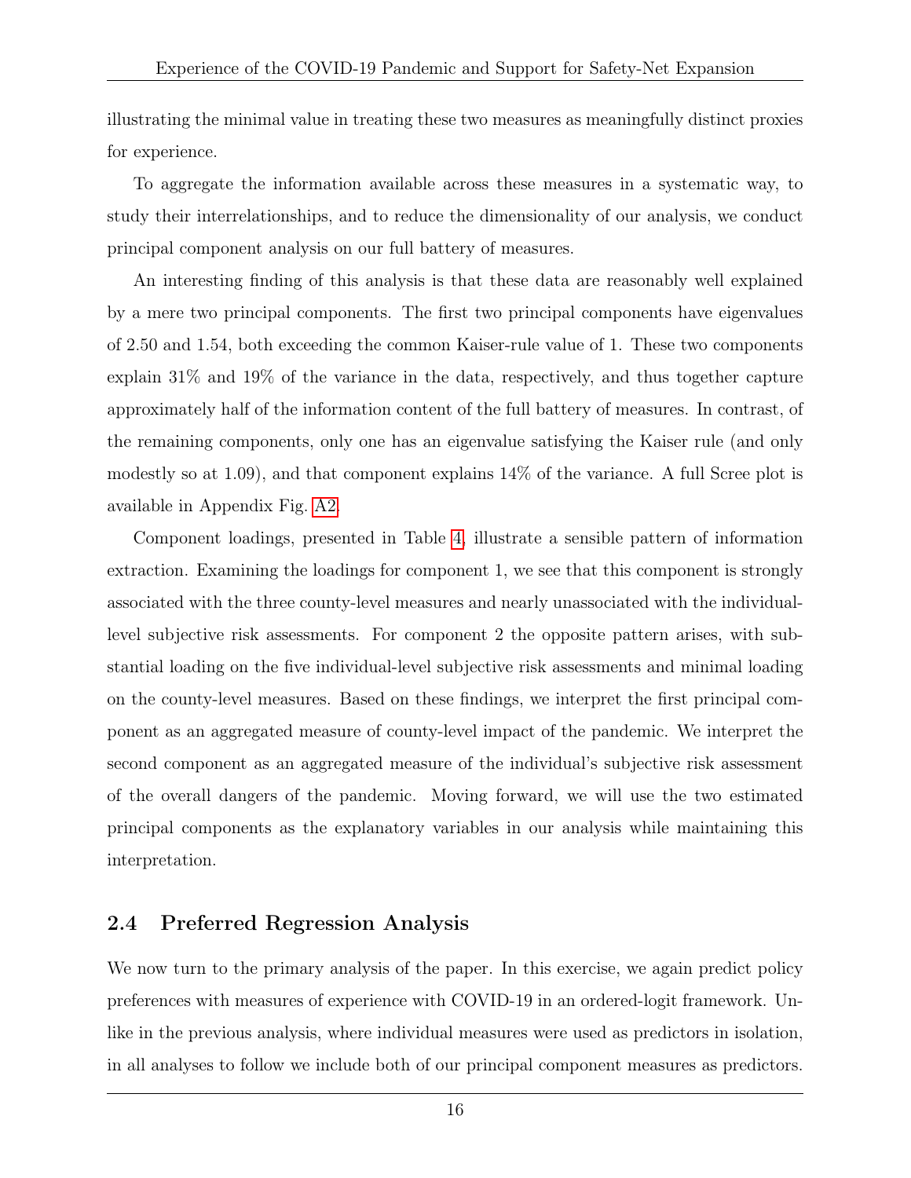illustrating the minimal value in treating these two measures as meaningfully distinct proxies for experience.

To aggregate the information available across these measures in a systematic way, to study their interrelationships, and to reduce the dimensionality of our analysis, we conduct principal component analysis on our full battery of measures.

An interesting finding of this analysis is that these data are reasonably well explained by a mere two principal components. The first two principal components have eigenvalues of 2.50 and 1.54, both exceeding the common Kaiser-rule value of 1. These two components explain 31% and 19% of the variance in the data, respectively, and thus together capture approximately half of the information content of the full battery of measures. In contrast, of the remaining components, only one has an eigenvalue satisfying the Kaiser rule (and only modestly so at 1.09), and that component explains 14% of the variance. A full Scree plot is available in Appendix Fig. A2.

Component loadings, presented in Table 4, illustrate a sensible pattern of information extraction. Examining the loadings for component 1, we see that this component is strongly associated with the three county-level measures and nearly unassociated with the individual-level subjective risk assessments. For component 2 the opposite pattern arises, with substantial loading on the five individual-level subjective risk assessments and minimal loading on the county-level measures. Based on these findings, we interpret the first principal component as an aggregated measure of county-level impact of the pandemic. We interpret the second component as an aggregated measure of the individual's subjective risk assessment of the overall dangers of the pandemic. Moving forward, we will use the two estimated principal components as the explanatory variables in our analysis while maintaining this interpretation.

## 2.4 Preferred Regression Analysis

We now turn to the primary analysis of the paper. In this exercise, we again predict policy preferences with measures of experience with COVID-19 in an ordered-logit framework. Unlike in the previous analysis, where individual measures were used as predictors in isolation, in all analyses to follow we include both of our principal component measures as predictors.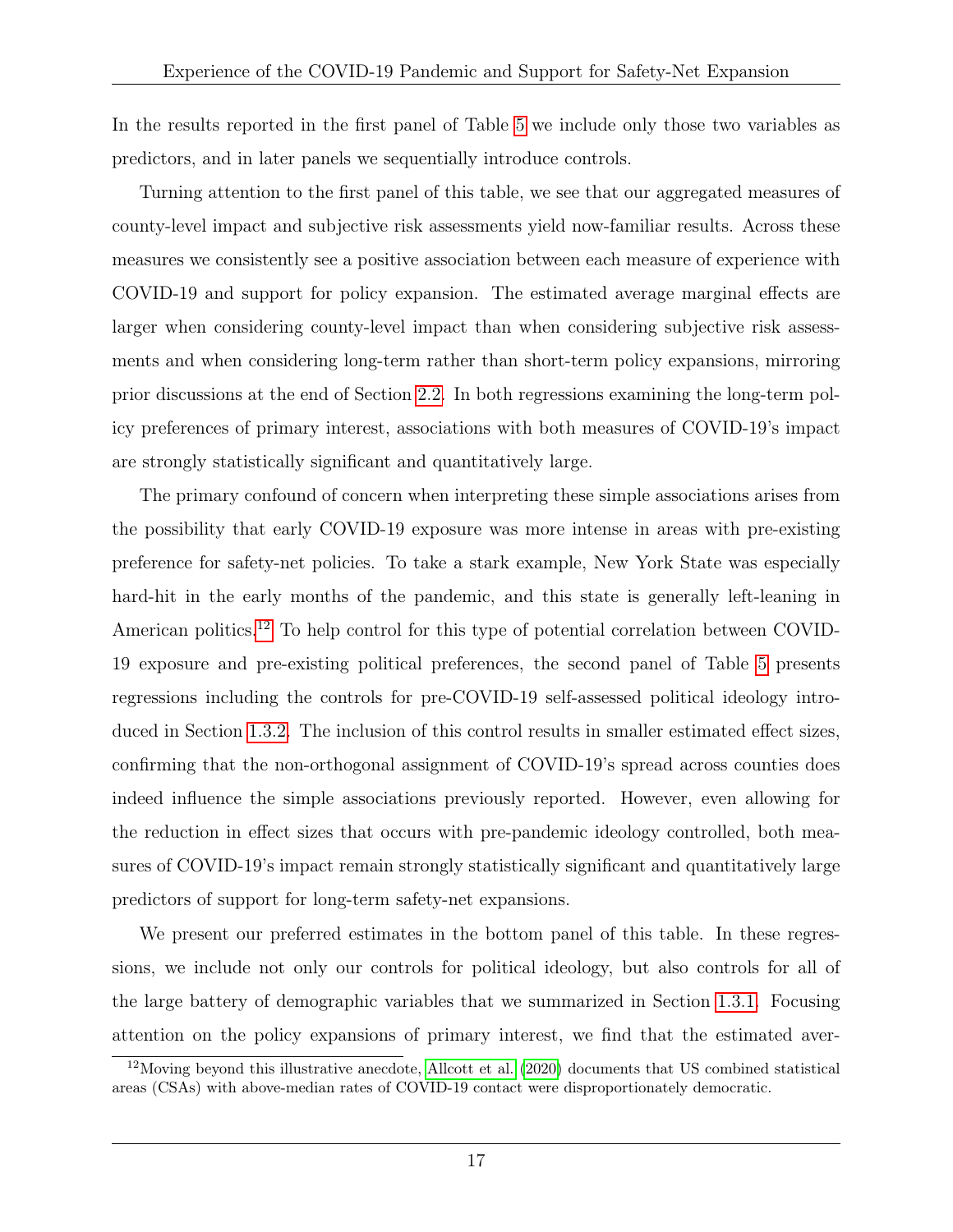In the results reported in the first panel of Table 5 we include only those two variables as predictors, and in later panels we sequentially introduce controls.

Turning attention to the first panel of this table, we see that our aggregated measures of county-level impact and subjective risk assessments yield now-familiar results. Across these measures we consistently see a positive association between each measure of experience with COVID-19 and support for policy expansion. The estimated average marginal effects are larger when considering county-level impact than when considering subjective risk assessments and when considering long-term rather than short-term policy expansions, mirroring prior discussions at the end of Section 2.2. In both regressions examining the long-term policy preferences of primary interest, associations with both measures of COVID-19's impact are strongly statistically significant and quantitatively large.

The primary confound of concern when interpreting these simple associations arises from the possibility that early COVID-19 exposure was more intense in areas with pre-existing preference for safety-net policies. To take a stark example, New York State was especially hard-hit in the early months of the pandemic, and this state is generally left-leaning in American politics.[12] To help control for this type of potential correlation between COVID-19 exposure and pre-existing political preferences, the second panel of Table 5 presents regressions including the controls for pre-COVID-19 self-assessed political ideology introduced in Section 1.3.2. The inclusion of this control results in smaller estimated effect sizes, confirming that the non-orthogonal assignment of COVID-19's spread across counties does indeed influence the simple associations previously reported. However, even allowing for the reduction in effect sizes that occurs with pre-pandemic ideology controlled, both measures of COVID-19's impact remain strongly statistically significant and quantitatively large predictors of support for long-term safety-net expansions.

We present our preferred estimates in the bottom panel of this table. In these regressions, we include not only our controls for political ideology, but also controls for all of the large battery of demographic variables that we summarized in Section 1.3.1. Focusing attention on the policy expansions of primary interest, we find that the estimated aver-

[12] Moving beyond this illustrative anecdote, Allcott et al. (2020) documents that US combined statistical areas (CSAs) with above-median rates of COVID-19 contact were disproportionately democratic.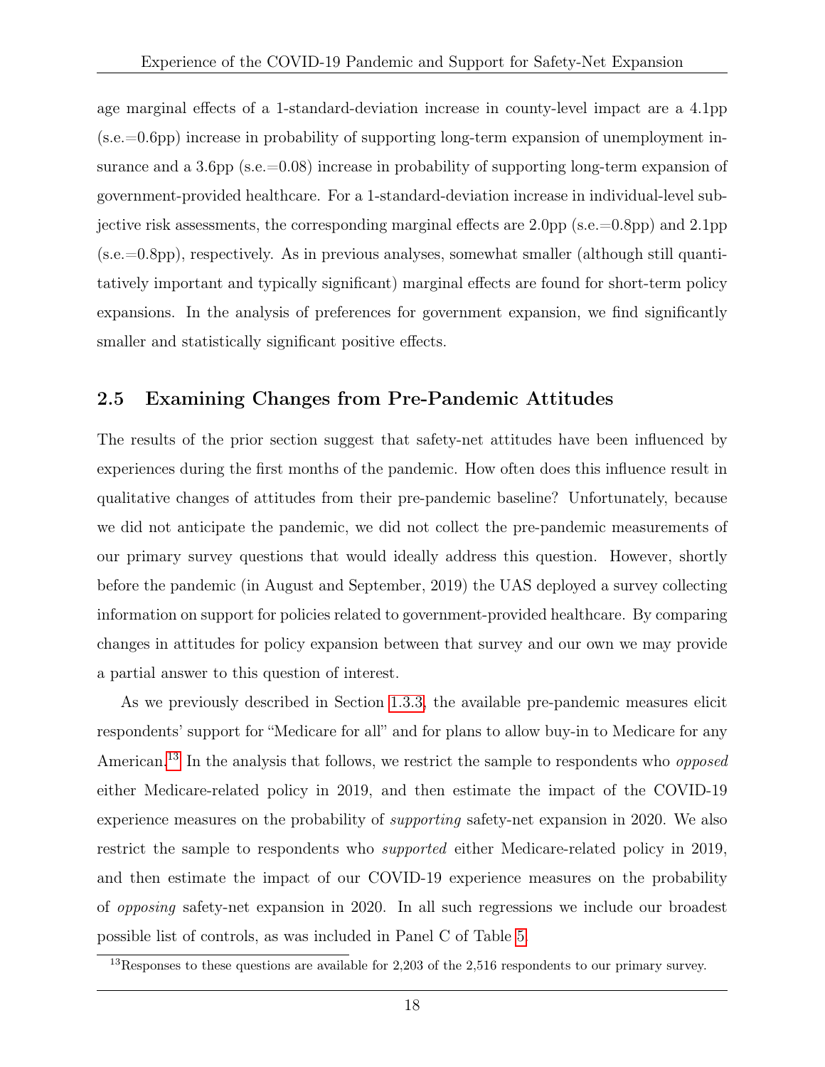age marginal effects of a 1-standard-deviation increase in county-level impact are a 4.1pp (s.e.=0.6pp) increase in probability of supporting long-term expansion of unemployment insurance and a 3.6pp (s.e.=0.08) increase in probability of supporting long-term expansion of government-provided healthcare. For a 1-standard-deviation increase in individual-level subjective risk assessments, the corresponding marginal effects are 2.0pp (s.e.=0.8pp) and 2.1pp (s.e.=0.8pp), respectively. As in previous analyses, somewhat smaller (although still quantitatively important and typically significant) marginal effects are found for short-term policy expansions. In the analysis of preferences for government expansion, we find significantly smaller and statistically significant positive effects.

## 2.5 Examining Changes from Pre-Pandemic Attitudes

The results of the prior section suggest that safety-net attitudes have been influenced by experiences during the first months of the pandemic. How often does this influence result in qualitative changes of attitudes from their pre-pandemic baseline? Unfortunately, because we did not anticipate the pandemic, we did not collect the pre-pandemic measurements of our primary survey questions that would ideally address this question. However, shortly before the pandemic (in August and September, 2019) the UAS deployed a survey collecting information on support for policies related to government-provided healthcare. By comparing changes in attitudes for policy expansion between that survey and our own we may provide a partial answer to this question of interest.

As we previously described in Section 1.3.3, the available pre-pandemic measures elicit respondents' support for "Medicare for all" and for plans to allow buy-in to Medicare for any American.[13] In the analysis that follows, we restrict the sample to respondents who *opposed* either Medicare-related policy in 2019, and then estimate the impact of the COVID-19 experience measures on the probability of *supporting* safety-net expansion in 2020. We also restrict the sample to respondents who *supported* either Medicare-related policy in 2019, and then estimate the impact of our COVID-19 experience measures on the probability of *opposing* safety-net expansion in 2020. In all such regressions we include our broadest possible list of controls, as was included in Panel C of Table 5.

[13] Responses to these questions are available for 2,203 of the 2,516 respondents to our primary survey.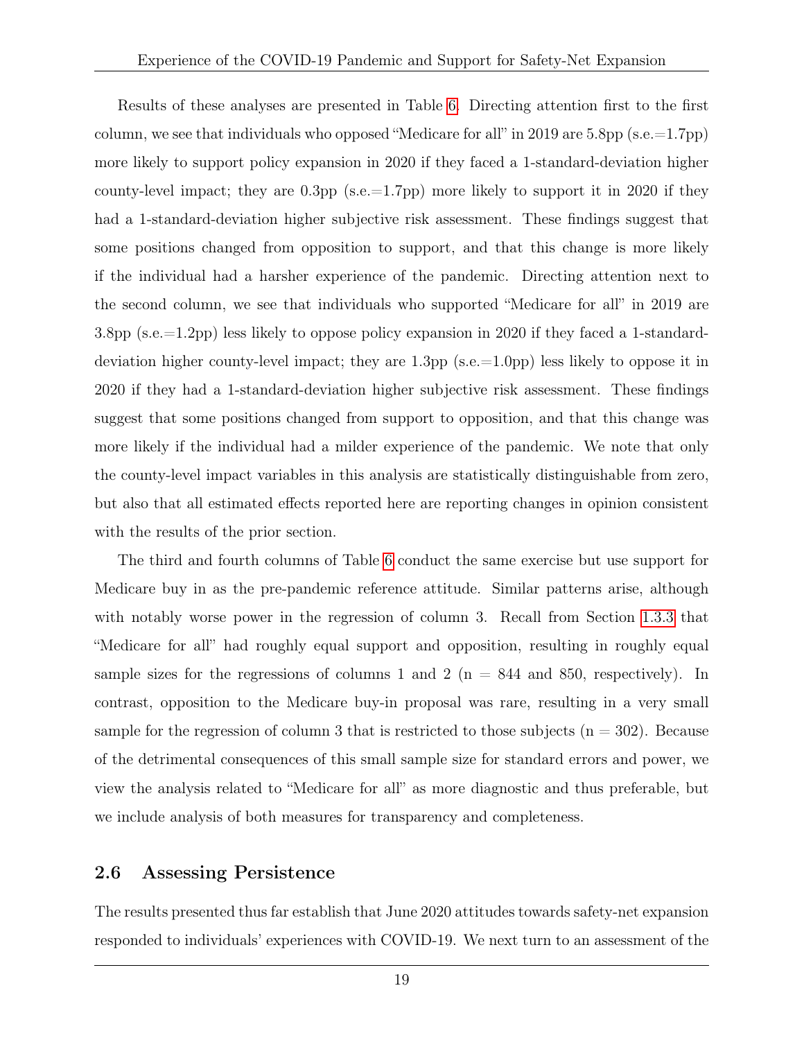Results of these analyses are presented in Table 6. Directing attention first to the first column, we see that individuals who opposed "Medicare for all" in 2019 are 5.8pp (s.e.=1.7pp) more likely to support policy expansion in 2020 if they faced a 1-standard-deviation higher county-level impact; they are 0.3pp (s.e.=1.7pp) more likely to support it in 2020 if they had a 1-standard-deviation higher subjective risk assessment. These findings suggest that some positions changed from opposition to support, and that this change is more likely if the individual had a harsher experience of the pandemic. Directing attention next to the second column, we see that individuals who supported "Medicare for all" in 2019 are 3.8pp (s.e.=1.2pp) less likely to oppose policy expansion in 2020 if they faced a 1-standard-deviation higher county-level impact; they are 1.3pp (s.e.=1.0pp) less likely to oppose it in 2020 if they had a 1-standard-deviation higher subjective risk assessment. These findings suggest that some positions changed from support to opposition, and that this change was more likely if the individual had a milder experience of the pandemic. We note that only the county-level impact variables in this analysis are statistically distinguishable from zero, but also that all estimated effects reported here are reporting changes in opinion consistent with the results of the prior section.

The third and fourth columns of Table 6 conduct the same exercise but use support for Medicare buy in as the pre-pandemic reference attitude. Similar patterns arise, although with notably worse power in the regression of column 3. Recall from Section 1.3.3 that "Medicare for all" had roughly equal support and opposition, resulting in roughly equal sample sizes for the regressions of columns 1 and 2 (n = 844 and 850, respectively). In contrast, opposition to the Medicare buy-in proposal was rare, resulting in a very small sample for the regression of column 3 that is restricted to those subjects (n = 302). Because of the detrimental consequences of this small sample size for standard errors and power, we view the analysis related to "Medicare for all" as more diagnostic and thus preferable, but we include analysis of both measures for transparency and completeness.

## 2.6 Assessing Persistence

The results presented thus far establish that June 2020 attitudes towards safety-net expansion responded to individuals' experiences with COVID-19. We next turn to an assessment of the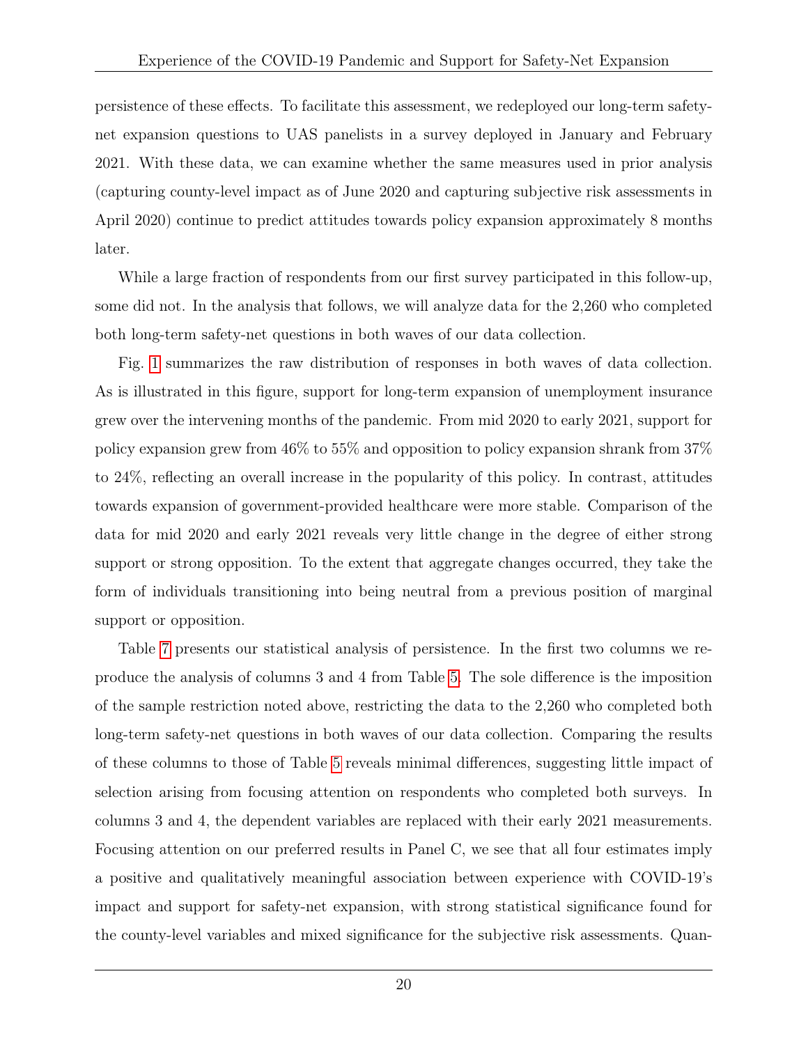persistence of these effects. To facilitate this assessment, we redeployed our long-term safety-net expansion questions to UAS panelists in a survey deployed in January and February 2021. With these data, we can examine whether the same measures used in prior analysis (capturing county-level impact as of June 2020 and capturing subjective risk assessments in April 2020) continue to predict attitudes towards policy expansion approximately 8 months later.

While a large fraction of respondents from our first survey participated in this follow-up, some did not. In the analysis that follows, we will analyze data for the 2,260 who completed both long-term safety-net questions in both waves of our data collection.

Fig. 1 summarizes the raw distribution of responses in both waves of data collection. As is illustrated in this figure, support for long-term expansion of unemployment insurance grew over the intervening months of the pandemic. From mid 2020 to early 2021, support for policy expansion grew from 46% to 55% and opposition to policy expansion shrank from 37% to 24%, reflecting an overall increase in the popularity of this policy. In contrast, attitudes towards expansion of government-provided healthcare were more stable. Comparison of the data for mid 2020 and early 2021 reveals very little change in the degree of either strong support or strong opposition. To the extent that aggregate changes occurred, they take the form of individuals transitioning into being neutral from a previous position of marginal support or opposition.

Table 7 presents our statistical analysis of persistence. In the first two columns we reproduce the analysis of columns 3 and 4 from Table 5. The sole difference is the imposition of the sample restriction noted above, restricting the data to the 2,260 who completed both long-term safety-net questions in both waves of our data collection. Comparing the results of these columns to those of Table 5 reveals minimal differences, suggesting little impact of selection arising from focusing attention on respondents who completed both surveys. In columns 3 and 4, the dependent variables are replaced with their early 2021 measurements. Focusing attention on our preferred results in Panel C, we see that all four estimates imply a positive and qualitatively meaningful association between experience with COVID-19's impact and support for safety-net expansion, with strong statistical significance found for the county-level variables and mixed significance for the subjective risk assessments. Quan-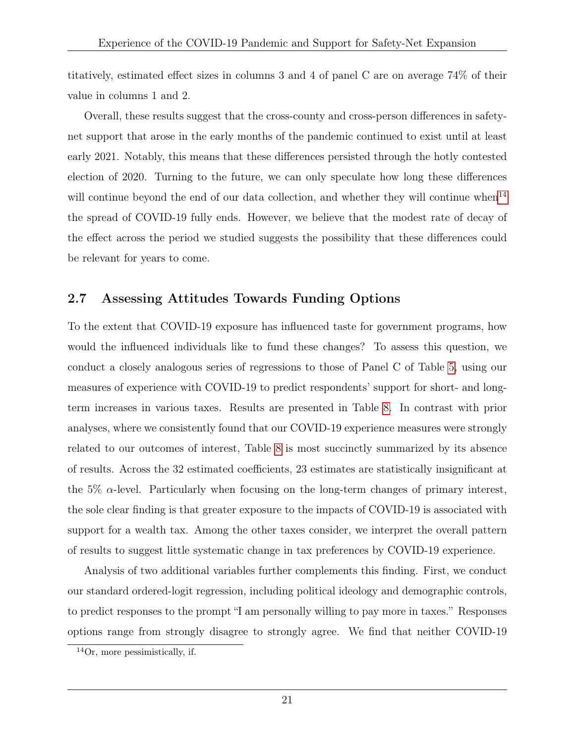titatively, estimated effect sizes in columns 3 and 4 of panel C are on average 74% of their value in columns 1 and 2.

Overall, these results suggest that the cross-county and cross-person differences in safety-net support that arose in the early months of the pandemic continued to exist until at least early 2021. Notably, this means that these differences persisted through the hotly contested election of 2020. Turning to the future, we can only speculate how long these differences will continue beyond the end of our data collection, and whether they will continue when[14] the spread of COVID-19 fully ends. However, we believe that the modest rate of decay of the effect across the period we studied suggests the possibility that these differences could be relevant for years to come.

## 2.7 Assessing Attitudes Towards Funding Options

To the extent that COVID-19 exposure has influenced taste for government programs, how would the influenced individuals like to fund these changes? To assess this question, we conduct a closely analogous series of regressions to those of Panel C of Table 5, using our measures of experience with COVID-19 to predict respondents' support for short- and long-term increases in various taxes. Results are presented in Table 8. In contrast with prior analyses, where we consistently found that our COVID-19 experience measures were strongly related to our outcomes of interest, Table 8 is most succinctly summarized by its absence of results. Across the 32 estimated coefficients, 23 estimates are statistically insignificant at the 5% $\alpha$-level. Particularly when focusing on the long-term changes of primary interest, the sole clear finding is that greater exposure to the impacts of COVID-19 is associated with support for a wealth tax. Among the other taxes consider, we interpret the overall pattern of results to suggest little systematic change in tax preferences by COVID-19 experience.

Analysis of two additional variables further complements this finding. First, we conduct our standard ordered-logit regression, including political ideology and demographic controls, to predict responses to the prompt "I am personally willing to pay more in taxes." Responses options range from strongly disagree to strongly agree. We find that neither COVID-19

[14] Or, more pessimistically, if.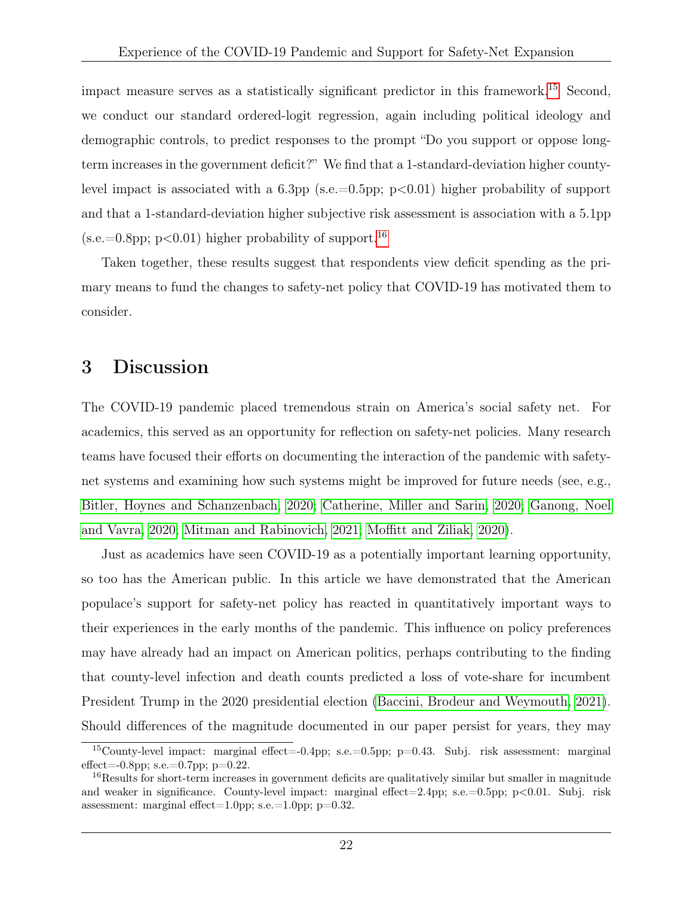impact measure serves as a statistically significant predictor in this framework.[15] Second, we conduct our standard ordered-logit regression, again including political ideology and demographic controls, to predict responses to the prompt "Do you support or oppose long-term increases in the government deficit?" We find that a 1-standard-deviation higher county-level impact is associated with a 6.3pp (s.e.=0.5pp; $p<0.01$) higher probability of support and that a 1-standard-deviation higher subjective risk assessment is association with a 5.1pp (s.e.=0.8pp; $p<0.01$) higher probability of support.[16]

Taken together, these results suggest that respondents view deficit spending as the primary means to fund the changes to safety-net policy that COVID-19 has motivated them to consider.

# 3 Discussion

The COVID-19 pandemic placed tremendous strain on America's social safety net. For academics, this served as an opportunity for reflection on safety-net policies. Many research teams have focused their efforts on documenting the interaction of the pandemic with safety-net systems and examining how such systems might be improved for future needs (see, e.g., Bitler, Hoynes and Schanzenbach, 2020; Catherine, Miller and Sarin, 2020; Ganong, Noel and Vavra, 2020; Mitman and Rabinovich, 2021; Moffitt and Ziliak, 2020).

Just as academics have seen COVID-19 as a potentially important learning opportunity, so too has the American public. In this article we have demonstrated that the American populace's support for safety-net policy has reacted in quantitatively important ways to their experiences in the early months of the pandemic. This influence on policy preferences may have already had an impact on American politics, perhaps contributing to the finding that county-level infection and death counts predicted a loss of vote-share for incumbent President Trump in the 2020 presidential election (Baccini, Brodeur and Weymouth, 2021). Should differences of the magnitude documented in our paper persist for years, they may

[15] County-level impact: marginal effect=-0.4pp; s.e.=0.5pp; p=0.43. Subj. risk assessment: marginal effect=-0.8pp; s.e.=0.7pp; p=0.22.

[16] Results for short-term increases in government deficits are qualitatively similar but smaller in magnitude and weaker in significance. County-level impact: marginal effect=2.4pp; s.e.=0.5pp; $p<0.01$. Subj. risk assessment: marginal effect=1.0pp; s.e.=1.0pp; p=0.32.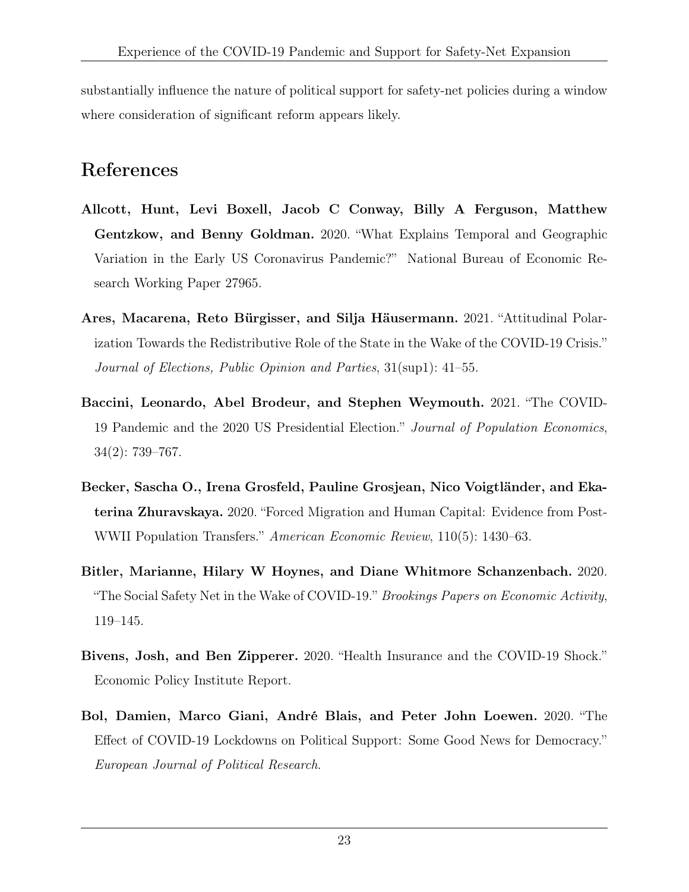substantially influence the nature of political support for safety-net policies during a window where consideration of significant reform appears likely.

# References

**Allcott, Hunt, Levi Boxell, Jacob C Conway, Billy A Ferguson, Matthew Gentzkow, and Benny Goldman.** 2020. "What Explains Temporal and Geographic Variation in the Early US Coronavirus Pandemic?" National Bureau of Economic Research Working Paper 27965.

**Ares, Macarena, Reto Bürgisser, and Silja Häusermann.** 2021. "Attitudinal Polarization Towards the Redistributive Role of the State in the Wake of the COVID-19 Crisis." *Journal of Elections, Public Opinion and Parties*, 31(sup1): 41–55.

**Baccini, Leonardo, Abel Brodeur, and Stephen Weymouth.** 2021. "The COVID-19 Pandemic and the 2020 US Presidential Election." *Journal of Population Economics*, 34(2): 739–767.

**Becker, Sascha O., Irena Grosfeld, Pauline Grosjean, Nico Voigtländer, and Ekaterina Zhuravskaya.** 2020. "Forced Migration and Human Capital: Evidence from Post-WWII Population Transfers." *American Economic Review*, 110(5): 1430–63.

**Bitler, Marianne, Hilary W Hoynes, and Diane Whitmore Schanzenbach.** 2020. "The Social Safety Net in the Wake of COVID-19." *Brookings Papers on Economic Activity*, 119–145.

**Bivens, Josh, and Ben Zipperer.** 2020. "Health Insurance and the COVID-19 Shock." Economic Policy Institute Report.

**Bol, Damien, Marco Giani, André Blais, and Peter John Loewen.** 2020. "The Effect of COVID-19 Lockdowns on Political Support: Some Good News for Democracy." *European Journal of Political Research*.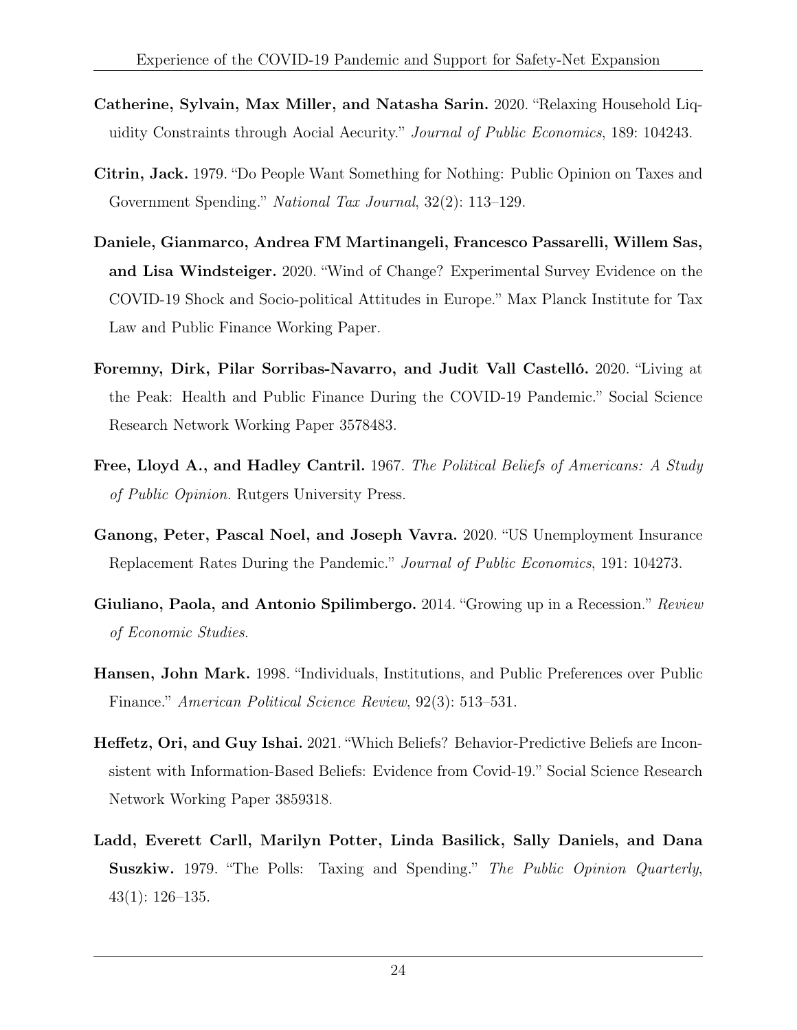**Catherine, Sylvain, Max Miller, and Natasha Sarin.** 2020. "Relaxing Household Liquidity Constraints through Aocial Aecurity." *Journal of Public Economics*, 189: 104243.

**Citrin, Jack.** 1979. "Do People Want Something for Nothing: Public Opinion on Taxes and Government Spending." *National Tax Journal*, 32(2): 113–129.

**Daniele, Gianmarco, Andrea FM Martinangeli, Francesco Passarelli, Willem Sas, and Lisa Windsteiger.** 2020. "Wind of Change? Experimental Survey Evidence on the COVID-19 Shock and Socio-political Attitudes in Europe." Max Planck Institute for Tax Law and Public Finance Working Paper.

**Foremny, Dirk, Pilar Sorribas-Navarro, and Judit Vall Castelló.** 2020. "Living at the Peak: Health and Public Finance During the COVID-19 Pandemic." Social Science Research Network Working Paper 3578483.

**Free, Lloyd A., and Hadley Cantril.** 1967. *The Political Beliefs of Americans: A Study of Public Opinion.* Rutgers University Press.

**Ganong, Peter, Pascal Noel, and Joseph Vavra.** 2020. "US Unemployment Insurance Replacement Rates During the Pandemic." *Journal of Public Economics*, 191: 104273.

**Giuliano, Paola, and Antonio Spilimbergo.** 2014. "Growing up in a Recession." *Review of Economic Studies*.

**Hansen, John Mark.** 1998. "Individuals, Institutions, and Public Preferences over Public Finance." *American Political Science Review*, 92(3): 513–531.

**Heffetz, Ori, and Guy Ishai.** 2021. "Which Beliefs? Behavior-Predictive Beliefs are Inconsistent with Information-Based Beliefs: Evidence from Covid-19." Social Science Research Network Working Paper 3859318.

**Ladd, Everett Carll, Marilyn Potter, Linda Basilick, Sally Daniels, and Dana Suszkiw.** 1979. "The Polls: Taxing and Spending." *The Public Opinion Quarterly*, 43(1): 126–135.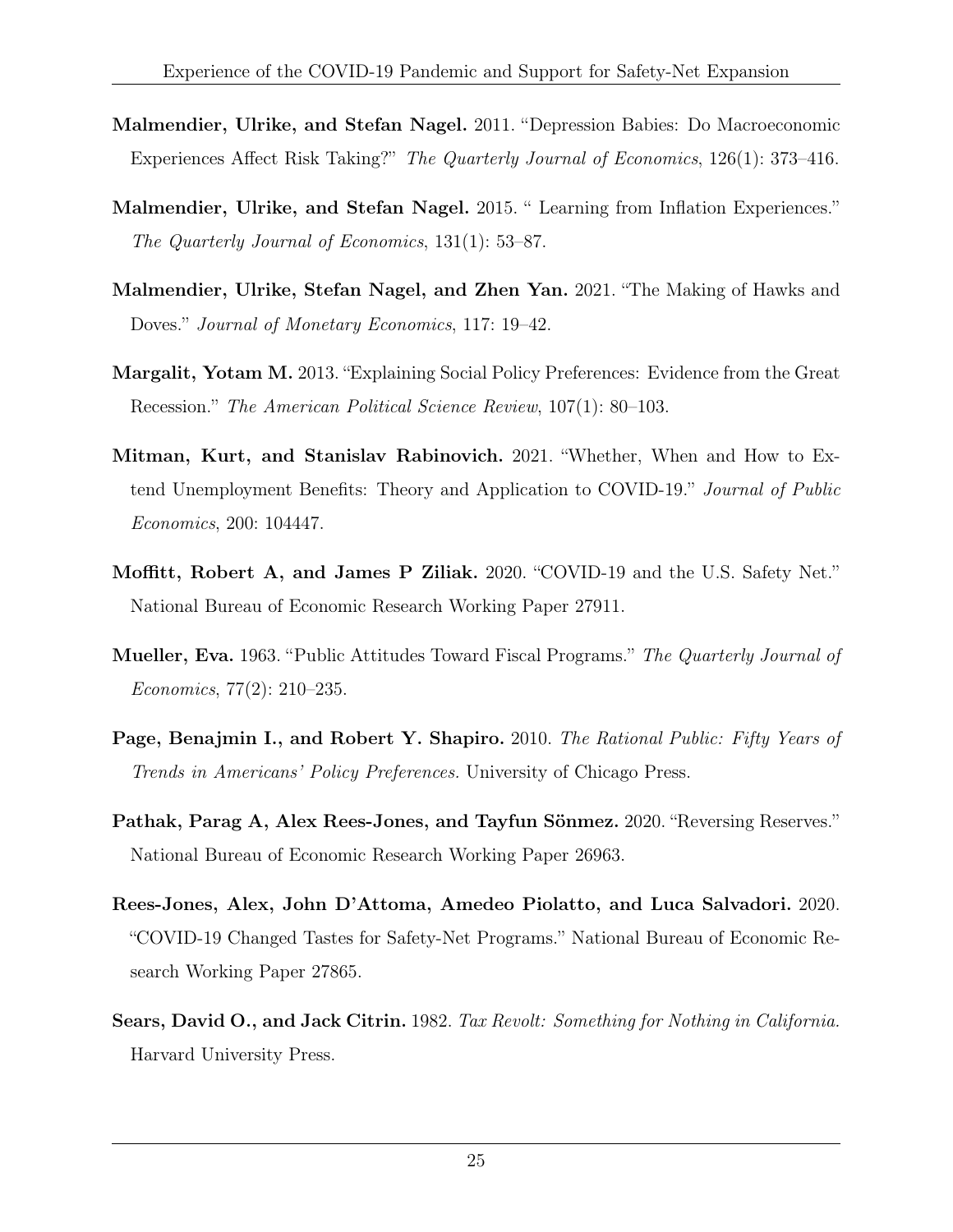**Malmendier, Ulrike, and Stefan Nagel.** 2011. "Depression Babies: Do Macroeconomic Experiences Affect Risk Taking?" *The Quarterly Journal of Economics*, 126(1): 373–416.

**Malmendier, Ulrike, and Stefan Nagel.** 2015. " Learning from Inflation Experiences." *The Quarterly Journal of Economics*, 131(1): 53–87.

**Malmendier, Ulrike, Stefan Nagel, and Zhen Yan.** 2021. "The Making of Hawks and Doves." *Journal of Monetary Economics*, 117: 19–42.

**Margalit, Yotam M.** 2013. "Explaining Social Policy Preferences: Evidence from the Great Recession." *The American Political Science Review*, 107(1): 80–103.

**Mitman, Kurt, and Stanislav Rabinovich.** 2021. "Whether, When and How to Extend Unemployment Benefits: Theory and Application to COVID-19." *Journal of Public Economics*, 200: 104447.

**Moffitt, Robert A, and James P Ziliak.** 2020. "COVID-19 and the U.S. Safety Net." National Bureau of Economic Research Working Paper 27911.

**Mueller, Eva.** 1963. "Public Attitudes Toward Fiscal Programs." *The Quarterly Journal of Economics*, 77(2): 210–235.

**Page, Benajmin I., and Robert Y. Shapiro.** 2010. *The Rational Public: Fifty Years of Trends in Americans' Policy Preferences.* University of Chicago Press.

**Pathak, Parag A, Alex Rees-Jones, and Tayfun Sönmez.** 2020. "Reversing Reserves." National Bureau of Economic Research Working Paper 26963.

**Rees-Jones, Alex, John D'Attoma, Amedeo Piolatto, and Luca Salvadori.** 2020. "COVID-19 Changed Tastes for Safety-Net Programs." National Bureau of Economic Research Working Paper 27865.

**Sears, David O., and Jack Citrin.** 1982. *Tax Revolt: Something for Nothing in California.* Harvard University Press.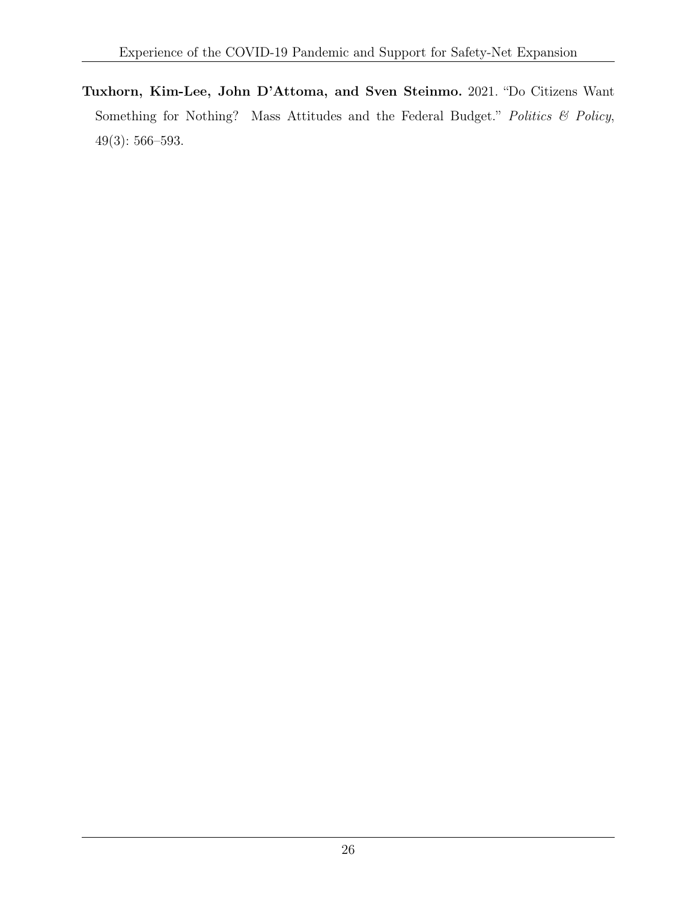**Tuxhorn, Kim-Lee, John D'Attoma, and Sven Steinmo.** 2021. "Do Citizens Want Something for Nothing? Mass Attitudes and the Federal Budget." *Politics & Policy*, 49(3): 566–593.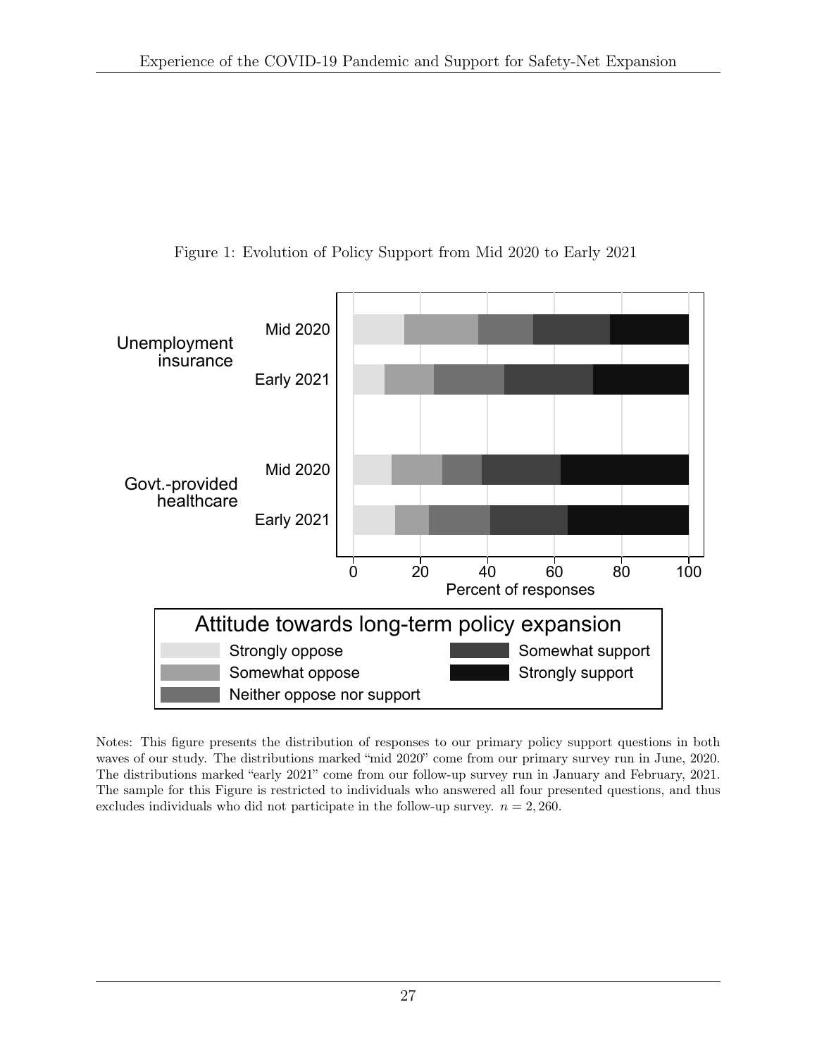Figure 1: Evolution of Policy Support from Mid 2020 to Early 2021

Notes: This figure presents the distribution of responses to our primary policy support questions in both waves of our study. The distributions marked "mid 2020" come from our primary survey run in June, 2020. The distributions marked "early 2021" come from our follow-up survey run in January and February, 2021. The sample for this Figure is restricted to individuals who answered all four presented questions, and thus excludes individuals who did not participate in the follow-up survey. $n = 2,260$.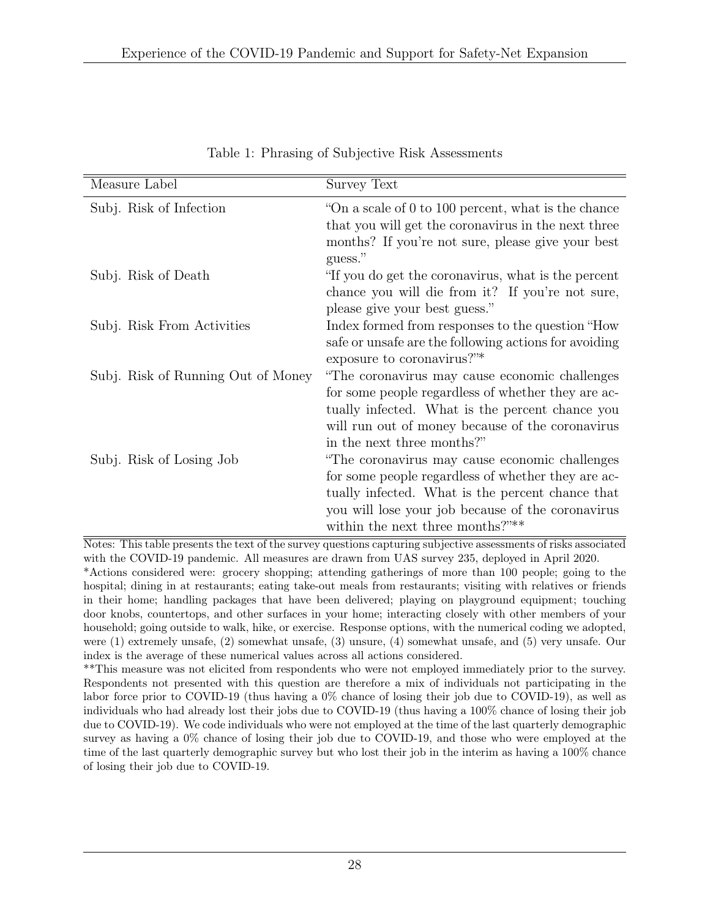Table 1: Phrasing of Subjective Risk Assessments

| Measure Label | Survey Text |
|---|---|
| Subj. Risk of Infection | "On a scale of 0 to 100 percent, what is the chance that you will get the coronavirus in the next three months? If you're not sure, please give your best guess." |
| Subj. Risk of Death | "If you do get the coronavirus, what is the percent chance you will die from it? If you're not sure, please give your best guess." |
| Subj. Risk From Activities | Index formed from responses to the question "How safe or unsafe are the following actions for avoiding exposure to coronavirus?"* |
| Subj. Risk of Running Out of Money | "The coronavirus may cause economic challenges for some people regardless of whether they are actually infected. What is the percent chance you will run out of money because of the coronavirus in the next three months?" |
| Subj. Risk of Losing Job | "The coronavirus may cause economic challenges for some people regardless of whether they are actually infected. What is the percent chance that you will lose your job because of the coronavirus within the next three months?"** |

Notes: This table presents the text of the survey questions capturing subjective assessments of risks associated with the COVID-19 pandemic. All measures are drawn from UAS survey 235, deployed in April 2020.

*Actions considered were: grocery shopping; attending gatherings of more than 100 people; going to the hospital; dining in at restaurants; eating take-out meals from restaurants; visiting with relatives or friends in their home; handling packages that have been delivered; playing on playground equipment; touching door knobs, countertops, and other surfaces in your home; interacting closely with other members of your household; going outside to walk, hike, or exercise. Response options, with the numerical coding we adopted, were (1) extremely unsafe, (2) somewhat unsafe, (3) unsure, (4) somewhat unsafe, and (5) very unsafe. Our index is the average of these numerical values across all actions considered.

**This measure was not elicited from respondents who were not employed immediately prior to the survey. Respondents not presented with this question are therefore a mix of individuals not participating in the labor force prior to COVID-19 (thus having a 0% chance of losing their job due to COVID-19), as well as individuals who had already lost their jobs due to COVID-19 (thus having a 100% chance of losing their job due to COVID-19). We code individuals who were not employed at the time of the last quarterly demographic survey as having a 0% chance of losing their job due to COVID-19, and those who were employed at the time of the last quarterly demographic survey but who lost their job in the interim as having a 100% chance of losing their job due to COVID-19.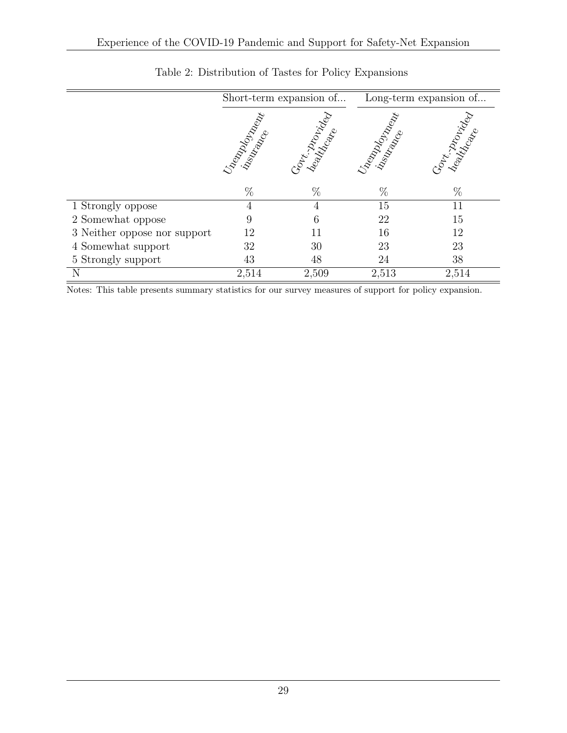Table 2: Distribution of Tastes for Policy Expansions

| | Short-term expansion of... | | Long-term expansion of... | |
|---|---|---|---|---|
| | Unemployment insurance | Govt.-provided healthcare | Unemployment insurance | Govt.-provided healthcare |
| | % | % | % | % |
| 1 Strongly oppose | 4 | 4 | 15 | 11 |
| 2 Somewhat oppose | 9 | 6 | 22 | 15 |
| 3 Neither oppose nor support | 12 | 11 | 16 | 12 |
| 4 Somewhat support | 32 | 30 | 23 | 23 |
| 5 Strongly support | 43 | 48 | 24 | 38 |
| N | 2,514 | 2,509 | 2,513 | 2,514 |

Notes: This table presents summary statistics for our survey measures of support for policy expansion.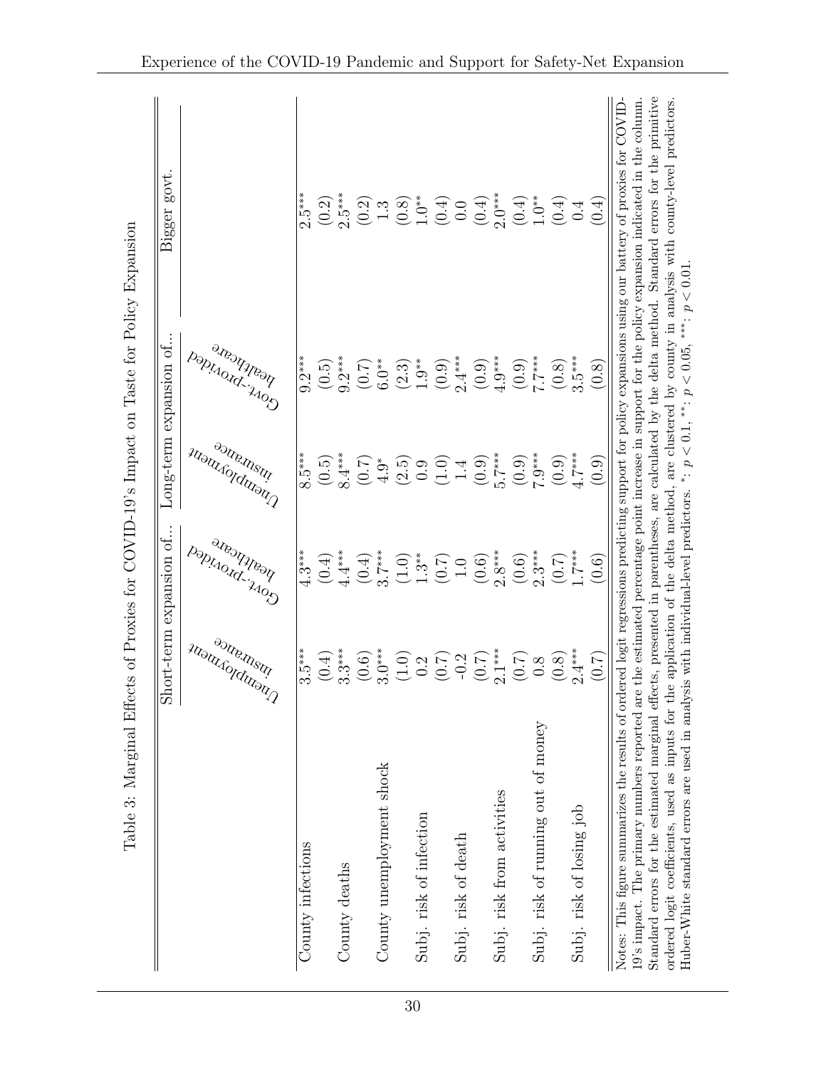Table 3: Marginal Effects of Proxies for COVID-19's Impact on Taste for Policy Expansion

| | Short-term expansion of... | | Long-term expansion of... | | Bigger govt. |
|---|---|---|---|---|---|
| | Unemployment insurance | Govt.-provided healthcare | Unemployment insurance | Govt.-provided healthcare | |
| County infections | 3.5*** | 4.3*** | 8.5*** | 9.2*** | 2.5*** |
| | (0.4) | (0.4) | (0.5) | (0.5) | (0.2) |
| County deaths | 3.3*** | 4.4*** | 8.4*** | 9.2*** | 2.5*** |
| | (0.6) | (0.4) | (0.7) | (0.7) | (0.2) |
| County unemployment shock | 3.0*** | 3.7*** | 4.9* | 6.0** | 1.3 |
| | (1.0) | (1.0) | (2.5) | (2.3) | (0.8) |
| Subj. risk of infection | 0.2 | 1.3** | 0.9 | 1.9** | 1.0** |
| | (0.7) | (0.7) | (1.0) | (0.9) | (0.4) |
| Subj. risk of death | -0.2 | 1.0 | 1.4 | 2.4*** | 0.0 |
| | (0.7) | (0.6) | (0.9) | (0.9) | (0.4) |
| Subj. risk from activities | 2.1*** | 2.8*** | 5.7*** | 4.9*** | 2.0*** |
| | (0.7) | (0.6) | (0.9) | (0.9) | (0.4) |
| Subj. risk of running out of money | 0.8 | 2.3*** | 7.9*** | 7.7*** | 1.0** |
| | (0.8) | (0.7) | (0.9) | (0.8) | (0.4) |
| Subj. risk of losing job | 2.4*** | 1.7*** | 4.7*** | 3.5*** | 0.4 |
| | (0.7) | (0.6) | (0.9) | (0.8) | (0.4) |

Notes: This figure summarizes the results of ordered logit regressions predicting support for policy expansions using our battery of proxies for COVID-19's impact. The primary numbers reported are the estimated percentage point increase in support for the policy expansion indicated in the column. Standard errors for the estimated marginal effects, presented in parentheses, are calculated by the delta method. Standard errors for the primitive ordered logit coefficients, used as inputs for the application of the delta method, are clustered by county in analysis with county-level predictors. Huber-White standard errors are used in analysis with individual-level predictors. *: $p < 0.1$, **: $p < 0.05$, ***: $p < 0.01$.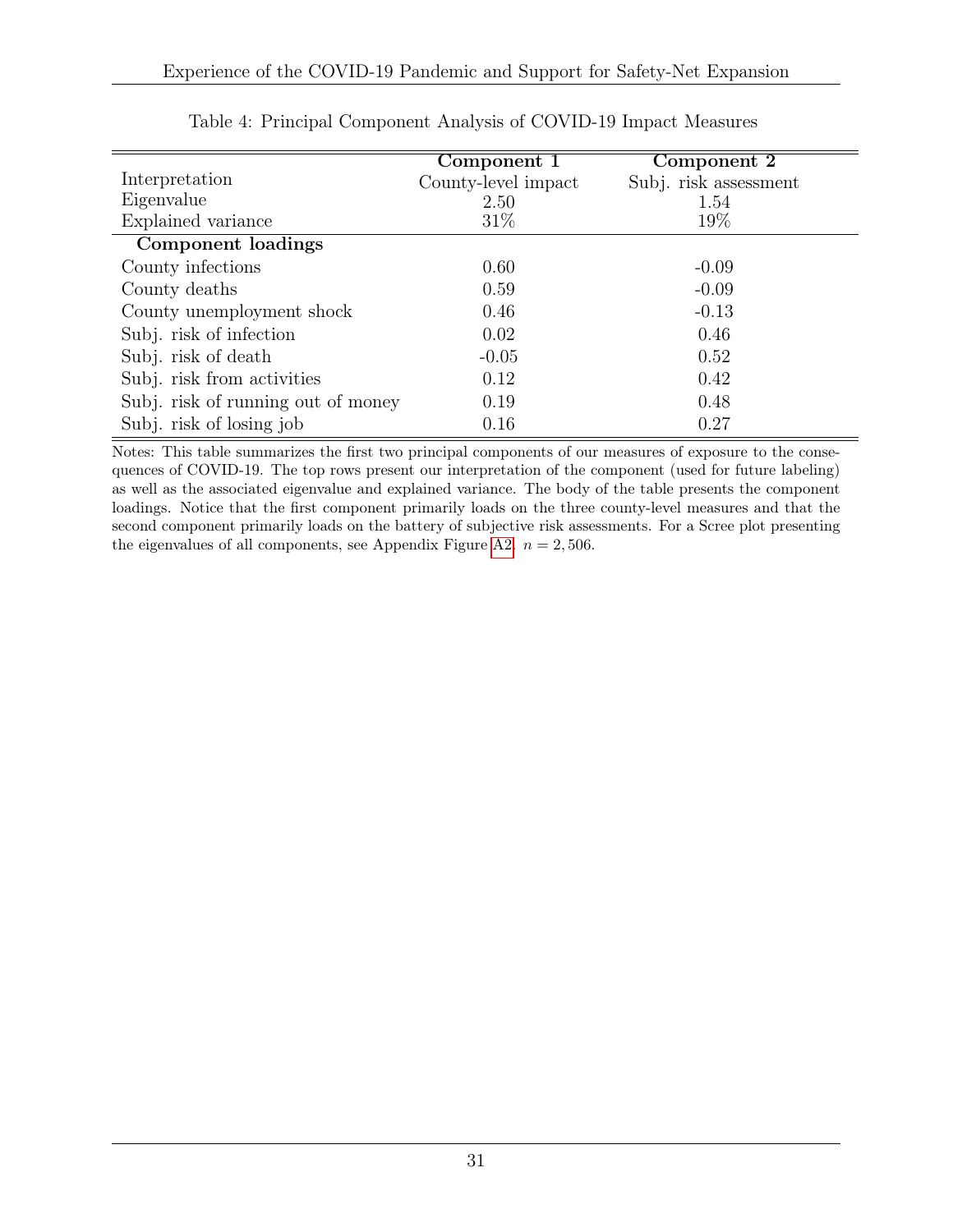Table 4: Principal Component Analysis of COVID-19 Impact Measures

| | Component 1 | Component 2 |
|---|---|---|
| Interpretation | County-level impact | Subj. risk assessment |
| Eigenvalue | 2.50 | 1.54 |
| Explained variance | 31% | 19% |
| **Component loadings** | | |
| County infections | 0.60 | -0.09 |
| County deaths | 0.59 | -0.09 |
| County unemployment shock | 0.46 | -0.13 |
| Subj. risk of infection | 0.02 | 0.46 |
| Subj. risk of death | -0.05 | 0.52 |
| Subj. risk from activities | 0.12 | 0.42 |
| Subj. risk of running out of money | 0.19 | 0.48 |
| Subj. risk of losing job | 0.16 | 0.27 |

Notes: This table summarizes the first two principal components of our measures of exposure to the consequences of COVID-19. The top rows present our interpretation of the component (used for future labeling) as well as the associated eigenvalue and explained variance. The body of the table presents the component loadings. Notice that the first component primarily loads on the three county-level measures and that the second component primarily loads on the battery of subjective risk assessments. For a Scree plot presenting the eigenvalues of all components, see Appendix Figure A2. $n = 2,506$.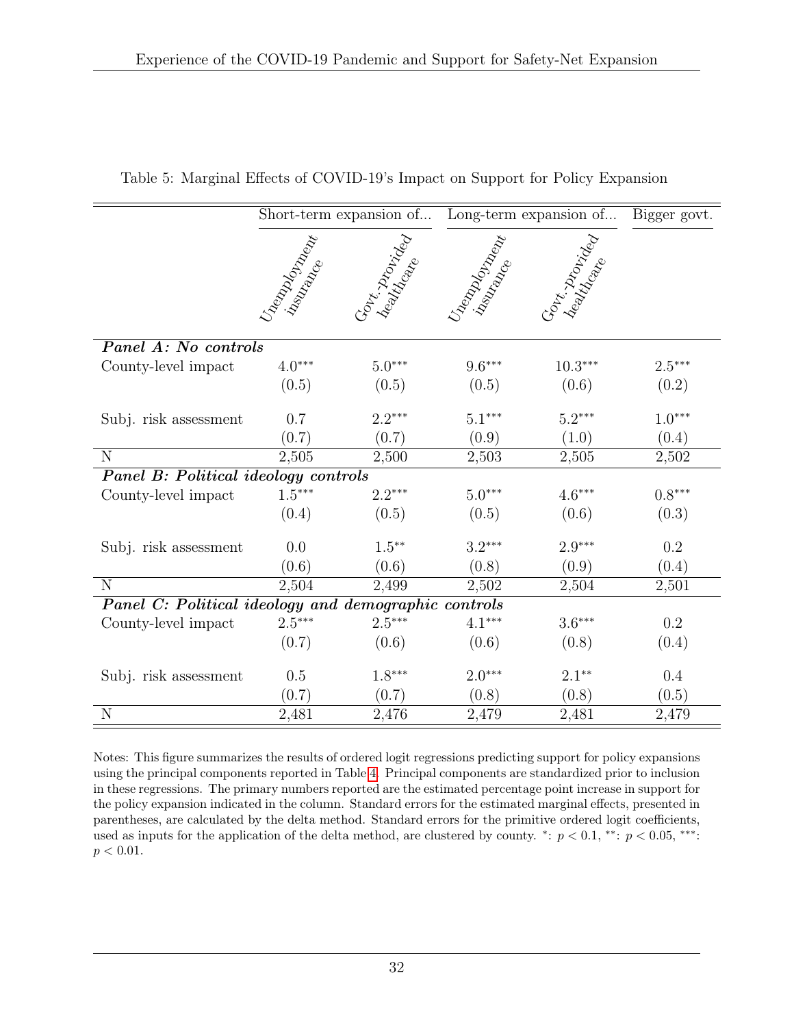Table 5: Marginal Effects of COVID-19's Impact on Support for Policy Expansion

| | Short-term expansion of... | | Long-term expansion of... | | Bigger govt. |
|---|---|---|---|---|---|
| | Unemployment insurance | Govt.-provided healthcare | Unemployment insurance | Govt.-provided healthcare | |
| ***Panel A: No controls*** | | | | | |
| County-level impact | $4.0^{***}$ | $5.0^{***}$ | $9.6^{***}$ | $10.3^{***}$ | $2.5^{***}$ |
| | (0.5) | (0.5) | (0.5) | (0.6) | (0.2) |
| Subj. risk assessment | 0.7 | $2.2^{***}$ | $5.1^{***}$ | $5.2^{***}$ | $1.0^{***}$ |
| | (0.7) | (0.7) | (0.9) | (1.0) | (0.4) |
| N | 2,505 | 2,500 | 2,503 | 2,505 | 2,502 |
| ***Panel B: Political ideology controls*** | | | | | |
| County-level impact | $1.5^{***}$ | $2.2^{***}$ | $5.0^{***}$ | $4.6^{***}$ | $0.8^{***}$ |
| | (0.4) | (0.5) | (0.5) | (0.6) | (0.3) |
| Subj. risk assessment | 0.0 | $1.5^{**}$ | $3.2^{***}$ | $2.9^{***}$ | 0.2 |
| | (0.6) | (0.6) | (0.8) | (0.9) | (0.4) |
| N | 2,504 | 2,499 | 2,502 | 2,504 | 2,501 |
| ***Panel C: Political ideology and demographic controls*** | | | | | |
| County-level impact | $2.5^{***}$ | $2.5^{***}$ | $4.1^{***}$ | $3.6^{***}$ | 0.2 |
| | (0.7) | (0.6) | (0.6) | (0.8) | (0.4) |
| Subj. risk assessment | 0.5 | $1.8^{***}$ | $2.0^{***}$ | $2.1^{**}$ | 0.4 |
| | (0.7) | (0.7) | (0.8) | (0.8) | (0.5) |
| N | 2,481 | 2,476 | 2,479 | 2,481 | 2,479 |

Notes: This figure summarizes the results of ordered logit regressions predicting support for policy expansions using the principal components reported in Table 4. Principal components are standardized prior to inclusion in these regressions. The primary numbers reported are the estimated percentage point increase in support for the policy expansion indicated in the column. Standard errors for the estimated marginal effects, presented in parentheses, are calculated by the delta method. Standard errors for the primitive ordered logit coefficients, used as inputs for the application of the delta method, are clustered by county. $^{*}$: $p < 0.1$, $^{**}$: $p < 0.05$, $^{***}$: $p < 0.01$.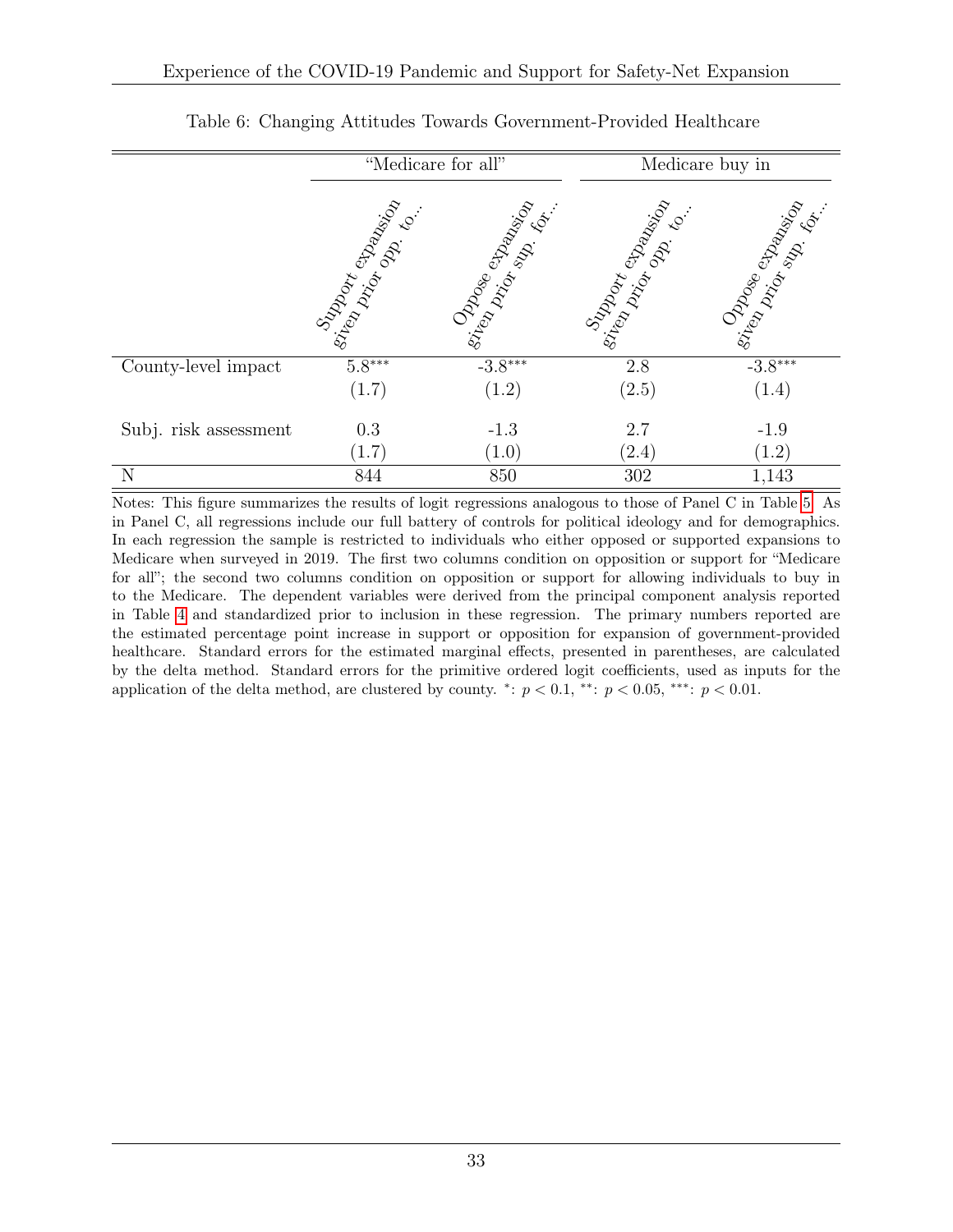Table 6: Changing Attitudes Towards Government-Provided Healthcare

| | "Medicare for all" | | Medicare buy in | |
|---|---|---|---|---|
| | Support expansion given prior opp. to... | Oppose expansion given prior sup. for... | Support expansion given prior opp. to... | Oppose expansion given prior sup. for... |
| County-level impact | 5.8*** | -3.8*** | 2.8 | -3.8*** |
| | (1.7) | (1.2) | (2.5) | (1.4) |
| Subj. risk assessment | 0.3 | -1.3 | 2.7 | -1.9 |
| | (1.7) | (1.0) | (2.4) | (1.2) |
| N | 844 | 850 | 302 | 1,143 |

Notes: This figure summarizes the results of logit regressions analogous to those of Panel C in Table 5. As in Panel C, all regressions include our full battery of controls for political ideology and for demographics. In each regression the sample is restricted to individuals who either opposed or supported expansions to Medicare when surveyed in 2019. The first two columns condition on opposition or support for "Medicare for all"; the second two columns condition on opposition or support for allowing individuals to buy in to the Medicare. The dependent variables were derived from the principal component analysis reported in Table 4 and standardized prior to inclusion in these regression. The primary numbers reported are the estimated percentage point increase in support or opposition for expansion of government-provided healthcare. Standard errors for the estimated marginal effects, presented in parentheses, are calculated by the delta method. Standard errors for the primitive ordered logit coefficients, used as inputs for the application of the delta method, are clustered by county. *: $p < 0.1$, **: $p < 0.05$, ***: $p < 0.01$.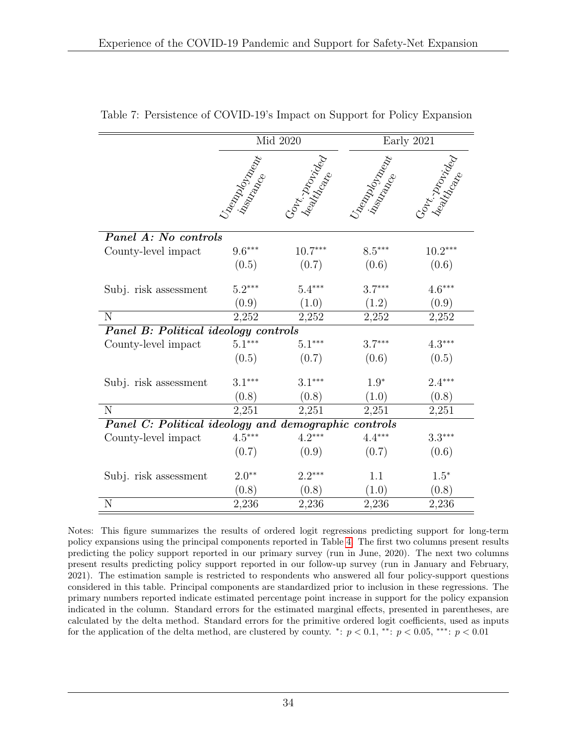Table 7: Persistence of COVID-19's Impact on Support for Policy Expansion

| | Mid 2020 | | Early 2021 | |
|---|---|---|---|---|
| | Unemployment insurance | Govt.-provided healthcare | Unemployment insurance | Govt.-provided healthcare |
| ***Panel A: No controls*** | | | | |
| County-level impact | $9.6^{***}$ | $10.7^{***}$ | $8.5^{***}$ | $10.2^{***}$ |
| | (0.5) | (0.7) | (0.6) | (0.6) |
| Subj. risk assessment | $5.2^{***}$ | $5.4^{***}$ | $3.7^{***}$ | $4.6^{***}$ |
| | (0.9) | (1.0) | (1.2) | (0.9) |
| N | 2,252 | 2,252 | 2,252 | 2,252 |
| ***Panel B: Political ideology controls*** | | | | |
| County-level impact | $5.1^{***}$ | $5.1^{***}$ | $3.7^{***}$ | $4.3^{***}$ |
| | (0.5) | (0.7) | (0.6) | (0.5) |
| Subj. risk assessment | $3.1^{***}$ | $3.1^{***}$ | $1.9^{*}$ | $2.4^{***}$ |
| | (0.8) | (0.8) | (1.0) | (0.8) |
| N | 2,251 | 2,251 | 2,251 | 2,251 |
| ***Panel C: Political ideology and demographic controls*** | | | | |
| County-level impact | $4.5^{***}$ | $4.2^{***}$ | $4.4^{***}$ | $3.3^{***}$ |
| | (0.7) | (0.9) | (0.7) | (0.6) |
| Subj. risk assessment | $2.0^{**}$ | $2.2^{***}$ | 1.1 | $1.5^{*}$ |
| | (0.8) | (0.8) | (1.0) | (0.8) |
| N | 2,236 | 2,236 | 2,236 | 2,236 |

Notes: This figure summarizes the results of ordered logit regressions predicting support for long-term policy expansions using the principal components reported in Table 4. The first two columns present results predicting the policy support reported in our primary survey (run in June, 2020). The next two columns present results predicting policy support reported in our follow-up survey (run in January and February, 2021). The estimation sample is restricted to respondents who answered all four policy-support questions considered in this table. Principal components are standardized prior to inclusion in these regressions. The primary numbers reported indicate estimated percentage point increase in support for the policy expansion indicated in the column. Standard errors for the estimated marginal effects, presented in parentheses, are calculated by the delta method. Standard errors for the primitive ordered logit coefficients, used as inputs for the application of the delta method, are clustered by county. $^{*}$: $p < 0.1$, $^{**}$: $p < 0.05$, $^{***}$: $p < 0.01$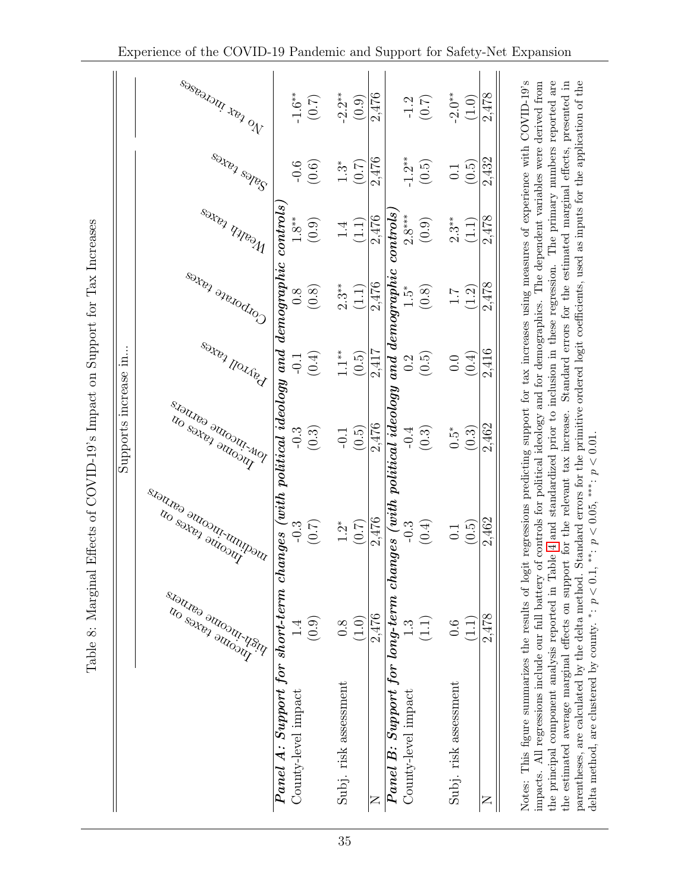Table 8: Marginal Effects of COVID-19's Impact on Support for Tax Increases

| | Supports increase in... | | | | | | | |
|---|---|---|---|---|---|---|---|---|
| | Income taxes on high-income earners | Income taxes on medium-income earners | Income taxes on low-income earners | Payroll taxes | Corporate taxes | Wealth taxes | Sales taxes | No tax increases |
| ***Panel A: Support for short-term changes (with political ideology and demographic controls)*** | | | | | | | | |
| County-level impact | 1.4 | -0.3 | -0.3 | -0.1 | 0.8 | 1.8** | -0.6 | -1.6** |
| | (0.9) | (0.7) | (0.3) | (0.4) | (0.8) | (0.9) | (0.6) | (0.7) |
| Subj. risk assessment | 0.8 | 1.2* | -0.1 | 1.1** | 2.3** | 1.4 | 1.3* | -2.2** |
| | (1.0) | (0.7) | (0.5) | (0.5) | (1.1) | (1.1) | (0.7) | (0.9) |
| N | 2,476 | 2,476 | 2,476 | 2,417 | 2,476 | 2,476 | 2,476 | 2,476 |
| ***Panel B: Support for long-term changes (with political ideology and demographic controls)*** | | | | | | | | |
| County-level impact | 1.3 | -0.3 | -0.4 | 0.2 | 1.5* | 2.8*** | -1.2** | -1.2 |
| | (1.1) | (0.4) | (0.3) | (0.5) | (0.8) | (0.9) | (0.5) | (0.7) |
| Subj. risk assessment | 0.6 | 0.1 | 0.5* | 0.0 | 1.7 | 2.3** | 0.1 | -2.0** |
| | (1.1) | (0.5) | (0.3) | (0.4) | (1.2) | (1.1) | (0.5) | (1.0) |
| N | 2,478 | 2,462 | 2,462 | 2,416 | 2,478 | 2,478 | 2,432 | 2,478 |

Notes: This figure summarizes the results of logit regressions predicting support for tax increases using measures of experience with COVID-19's impacts. All regressions include our full battery of controls for political ideology and for demographics. The dependent variables were derived from the principal component analysis reported in Table 4 and standardized prior to inclusion in these regression. The primary numbers reported are the estimated average marginal effects on support for the relevant tax increase. Standard errors for the estimated marginal effects, presented in parentheses, are calculated by the delta method. Standard errors for the primitive ordered logit coefficients, used as inputs for the application of the delta method, are clustered by county. *: $p < 0.1$, **: $p < 0.05$, ***: $p < 0.01$.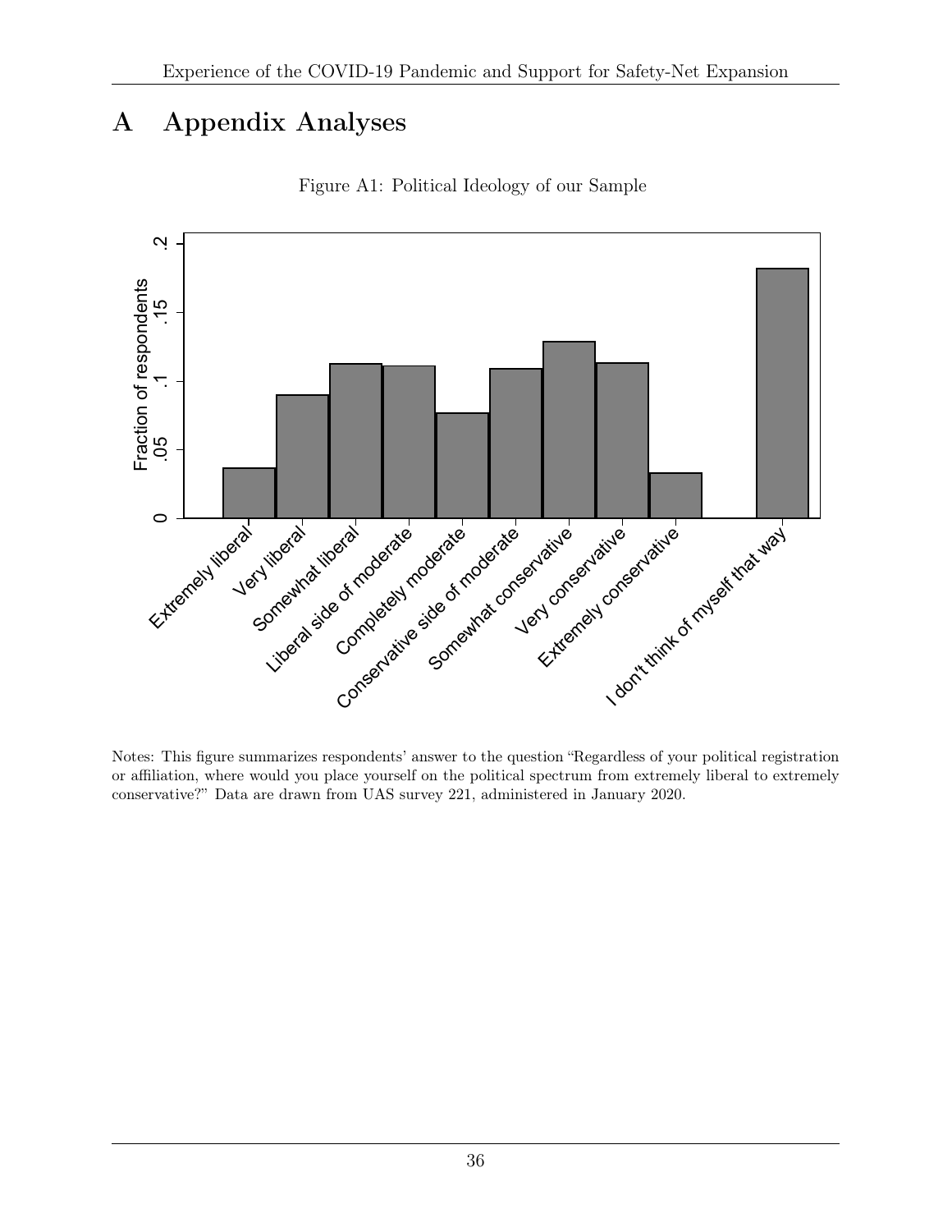# A Appendix Analyses

Figure A1: Political Ideology of our Sample

Notes: This figure summarizes respondents' answer to the question "Regardless of your political registration or affiliation, where would you place yourself on the political spectrum from extremely liberal to extremely conservative?" Data are drawn from UAS survey 221, administered in January 2020.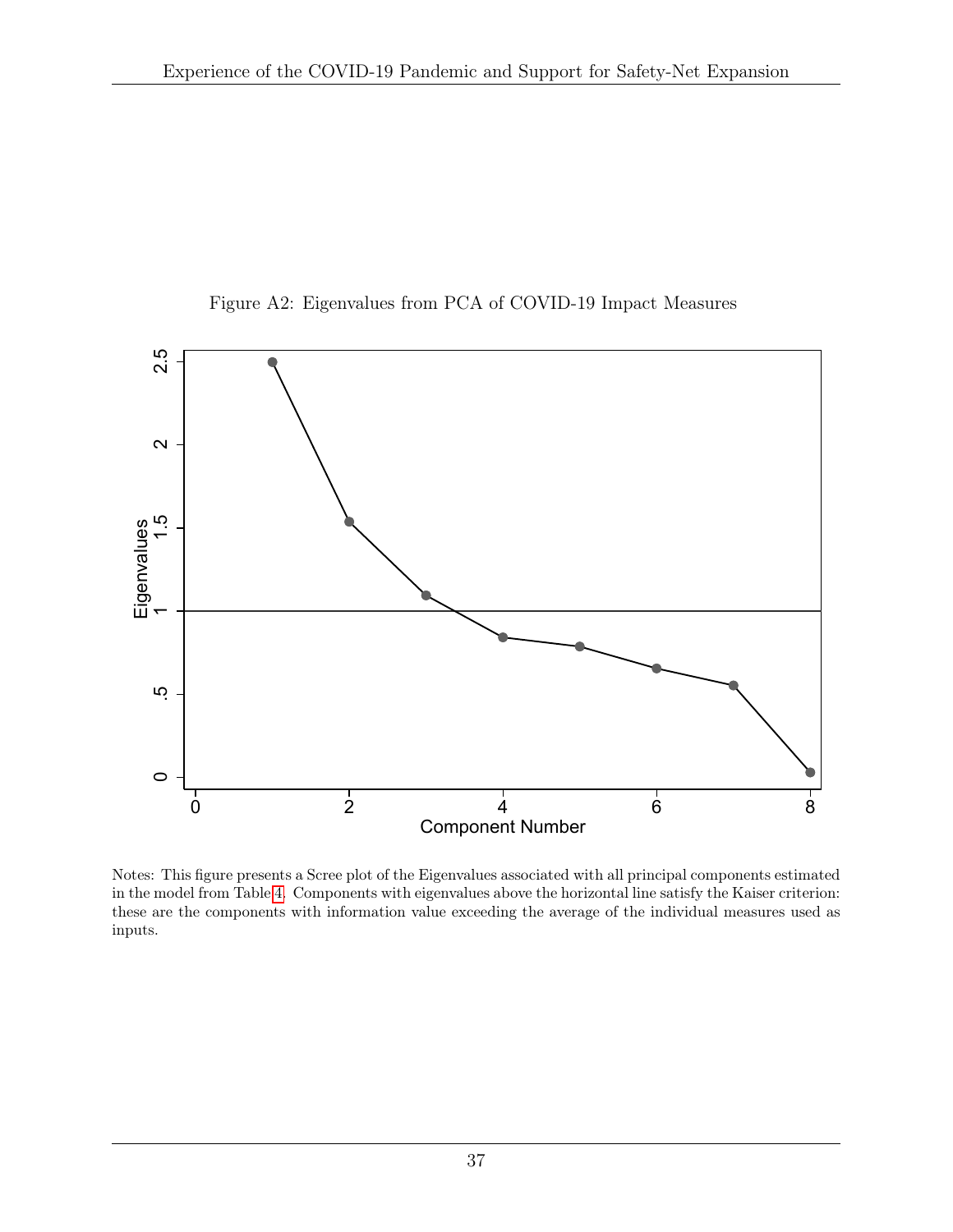Figure A2: Eigenvalues from PCA of COVID-19 Impact Measures

Notes: This figure presents a Scree plot of the Eigenvalues associated with all principal components estimated in the model from Table 4. Components with eigenvalues above the horizontal line satisfy the Kaiser criterion: these are the components with information value exceeding the average of the individual measures used as inputs.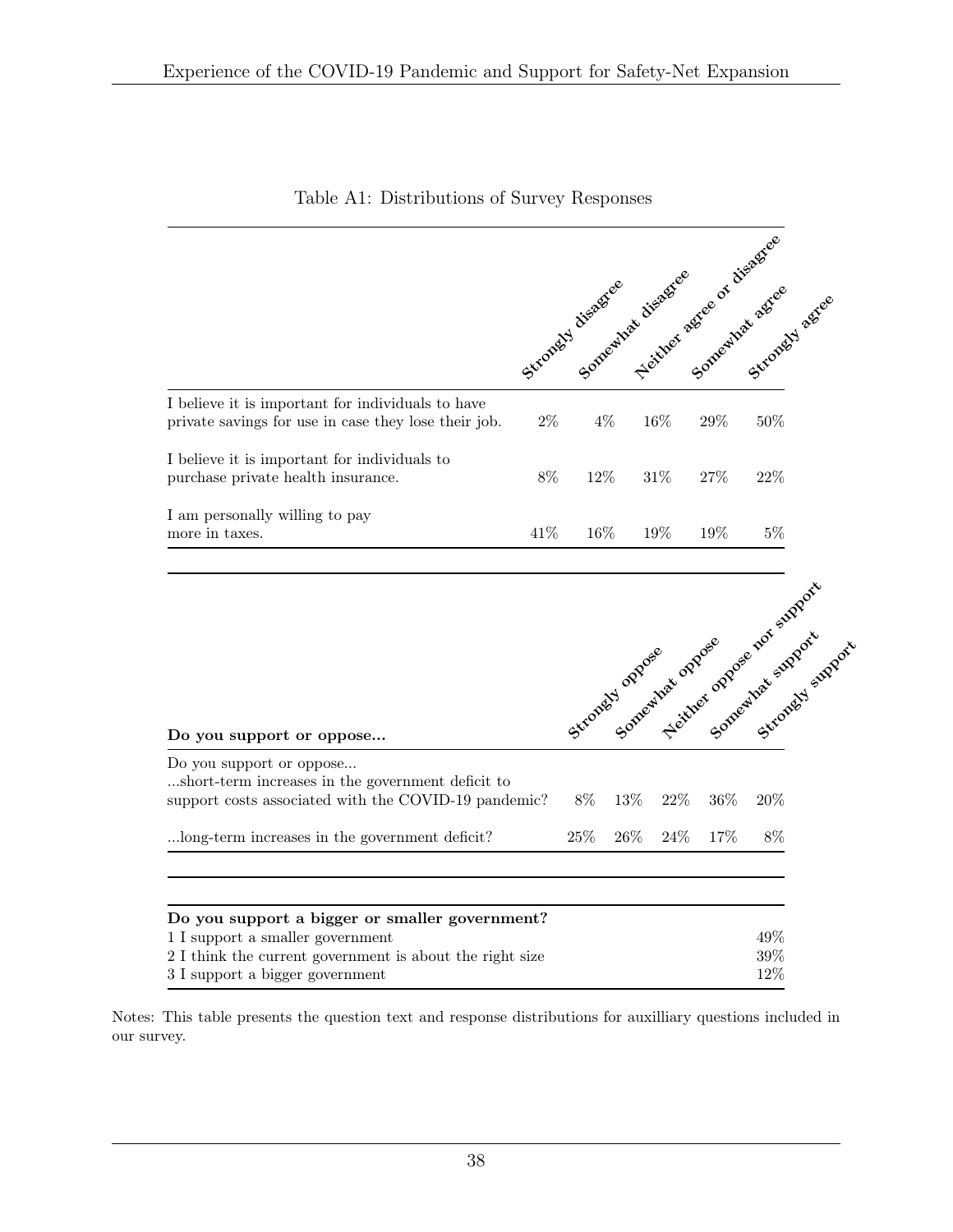Table A1: Distributions of Survey Responses

| | Strongly disagree | Somewhat disagree | Neither agree or disagree | Somewhat agree | Strongly agree |
|---|---|---|---|---|---|
| I believe it is important for individuals to have private savings for use in case they lose their job. | 2% | 4% | 16% | 29% | 50% |
| I believe it is important for individuals to purchase private health insurance. | 8% | 12% | 31% | 27% | 22% |
| I am personally willing to pay more in taxes. | 41% | 16% | 19% | 19% | 5% |

| **Do you support or oppose...** | Strongly oppose | Somewhat oppose | Neither oppose nor support | Somewhat support | Strongly support |
|---|---|---|---|---|---|
| Do you support or oppose... ...short-term increases in the government deficit to support costs associated with the COVID-19 pandemic? | 8% | 13% | 22% | 36% | 20% |
| ...long-term increases in the government deficit? | 25% | 26% | 24% | 17% | 8% |

| **Do you support a bigger or smaller government?** | |
|---|---|
| 1 I support a smaller government | 49% |
| 2 I think the current government is about the right size | 39% |
| 3 I support a bigger government | 12% |

Notes: This table presents the question text and response distributions for auxilliary questions included in our survey.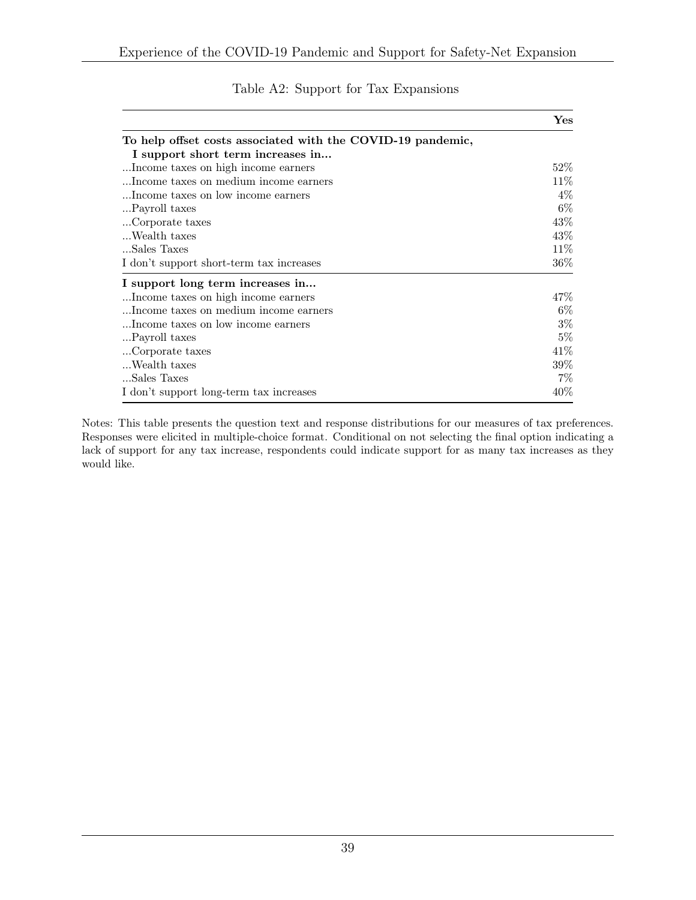Table A2: Support for Tax Expansions

| | **Yes** |
|---|---|
| **To help offset costs associated with the COVID-19 pandemic, I support short term increases in...** | |
| ...Income taxes on high income earners | 52% |
| ...Income taxes on medium income earners | 11% |
| ...Income taxes on low income earners | 4% |
| ...Payroll taxes | 6% |
| ...Corporate taxes | 43% |
| ...Wealth taxes | 43% |
| ...Sales Taxes | 11% |
| I don't support short-term tax increases | 36% |
| **I support long term increases in...** | |
| ...Income taxes on high income earners | 47% |
| ...Income taxes on medium income earners | 6% |
| ...Income taxes on low income earners | 3% |
| ...Payroll taxes | 5% |
| ...Corporate taxes | 41% |
| ...Wealth taxes | 39% |
| ...Sales Taxes | 7% |
| I don't support long-term tax increases | 40% |

Notes: This table presents the question text and response distributions for our measures of tax preferences. Responses were elicited in multiple-choice format. Conditional on not selecting the final option indicating a lack of support for any tax increase, respondents could indicate support for as many tax increases as they would like.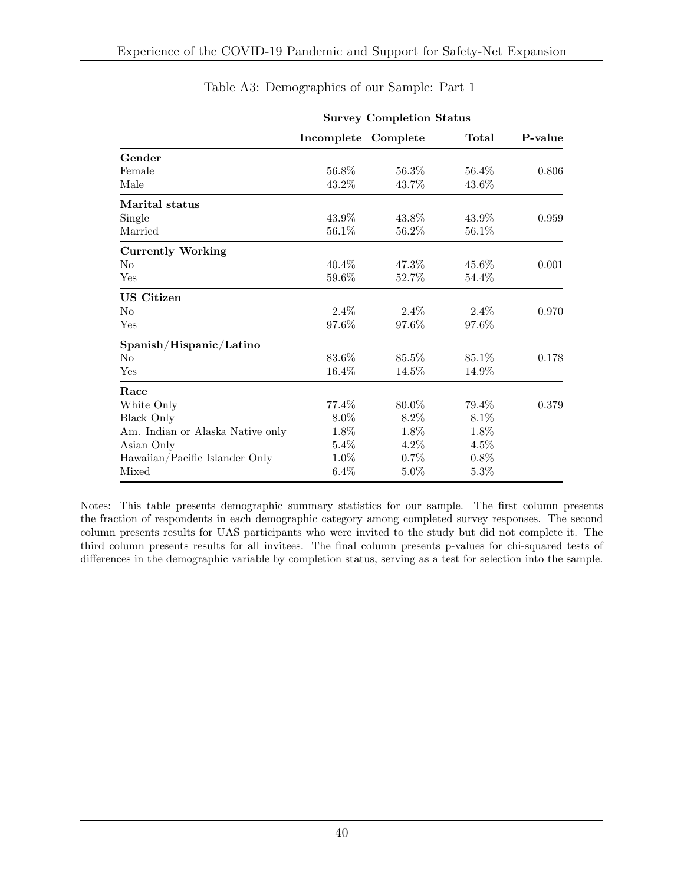Table A3: Demographics of our Sample: Part 1

| | Survey Completion Status | | | |
|---|---|---|---|---|
| | Incomplete | Complete | Total | P-value |
| **Gender** | | | | |
| Female | 56.8% | 56.3% | 56.4% | 0.806 |
| Male | 43.2% | 43.7% | 43.6% | |
| **Marital status** | | | | |
| Single | 43.9% | 43.8% | 43.9% | 0.959 |
| Married | 56.1% | 56.2% | 56.1% | |
| **Currently Working** | | | | |
| No | 40.4% | 47.3% | 45.6% | 0.001 |
| Yes | 59.6% | 52.7% | 54.4% | |
| **US Citizen** | | | | |
| No | 2.4% | 2.4% | 2.4% | 0.970 |
| Yes | 97.6% | 97.6% | 97.6% | |
| **Spanish/Hispanic/Latino** | | | | |
| No | 83.6% | 85.5% | 85.1% | 0.178 |
| Yes | 16.4% | 14.5% | 14.9% | |
| **Race** | | | | |
| White Only | 77.4% | 80.0% | 79.4% | 0.379 |
| Black Only | 8.0% | 8.2% | 8.1% | |
| Am. Indian or Alaska Native only | 1.8% | 1.8% | 1.8% | |
| Asian Only | 5.4% | 4.2% | 4.5% | |
| Hawaiian/Pacific Islander Only | 1.0% | 0.7% | 0.8% | |
| Mixed | 6.4% | 5.0% | 5.3% | |

Notes: This table presents demographic summary statistics for our sample. The first column presents the fraction of respondents in each demographic category among completed survey responses. The second column presents results for UAS participants who were invited to the study but did not complete it. The third column presents results for all invitees. The final column presents p-values for chi-squared tests of differences in the demographic variable by completion status, serving as a test for selection into the sample.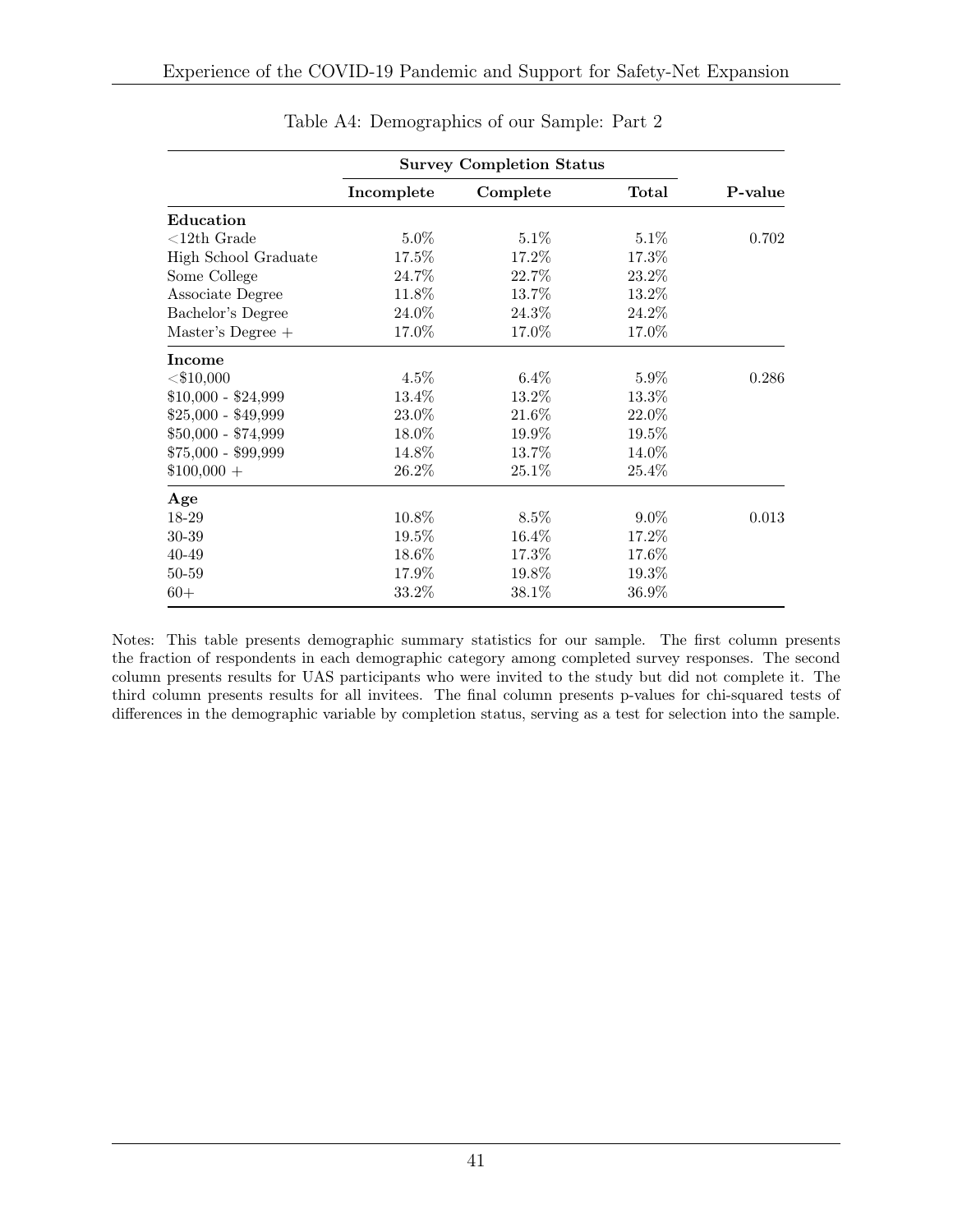Table A4: Demographics of our Sample: Part 2

| | **Survey Completion Status** | | | |
|---|---|---|---|---|
| | **Incomplete** | **Complete** | **Total** | **P-value** |
| **Education** | | | | |
| <12th Grade | 5.0% | 5.1% | 5.1% | 0.702 |
| High School Graduate | 17.5% | 17.2% | 17.3% | |
| Some College | 24.7% | 22.7% | 23.2% | |
| Associate Degree | 11.8% | 13.7% | 13.2% | |
| Bachelor's Degree | 24.0% | 24.3% | 24.2% | |
| Master's Degree + | 17.0% | 17.0% | 17.0% | |
| **Income** | | | | |
| <$10,000 | 4.5% | 6.4% | 5.9% | 0.286 |
| $10,000 - $24,999 | 13.4% | 13.2% | 13.3% | |
| $25,000 - $49,999 | 23.0% | 21.6% | 22.0% | |
| $50,000 - $74,999 | 18.0% | 19.9% | 19.5% | |
| $75,000 - $99,999 | 14.8% | 13.7% | 14.0% | |
| $100,000 + | 26.2% | 25.1% | 25.4% | |
| **Age** | | | | |
| 18-29 | 10.8% | 8.5% | 9.0% | 0.013 |
| 30-39 | 19.5% | 16.4% | 17.2% | |
| 40-49 | 18.6% | 17.3% | 17.6% | |
| 50-59 | 17.9% | 19.8% | 19.3% | |
| 60+ | 33.2% | 38.1% | 36.9% | |

Notes: This table presents demographic summary statistics for our sample. The first column presents the fraction of respondents in each demographic category among completed survey responses. The second column presents results for UAS participants who were invited to the study but did not complete it. The third column presents results for all invitees. The final column presents p-values for chi-squared tests of differences in the demographic variable by completion status, serving as a test for selection into the sample.